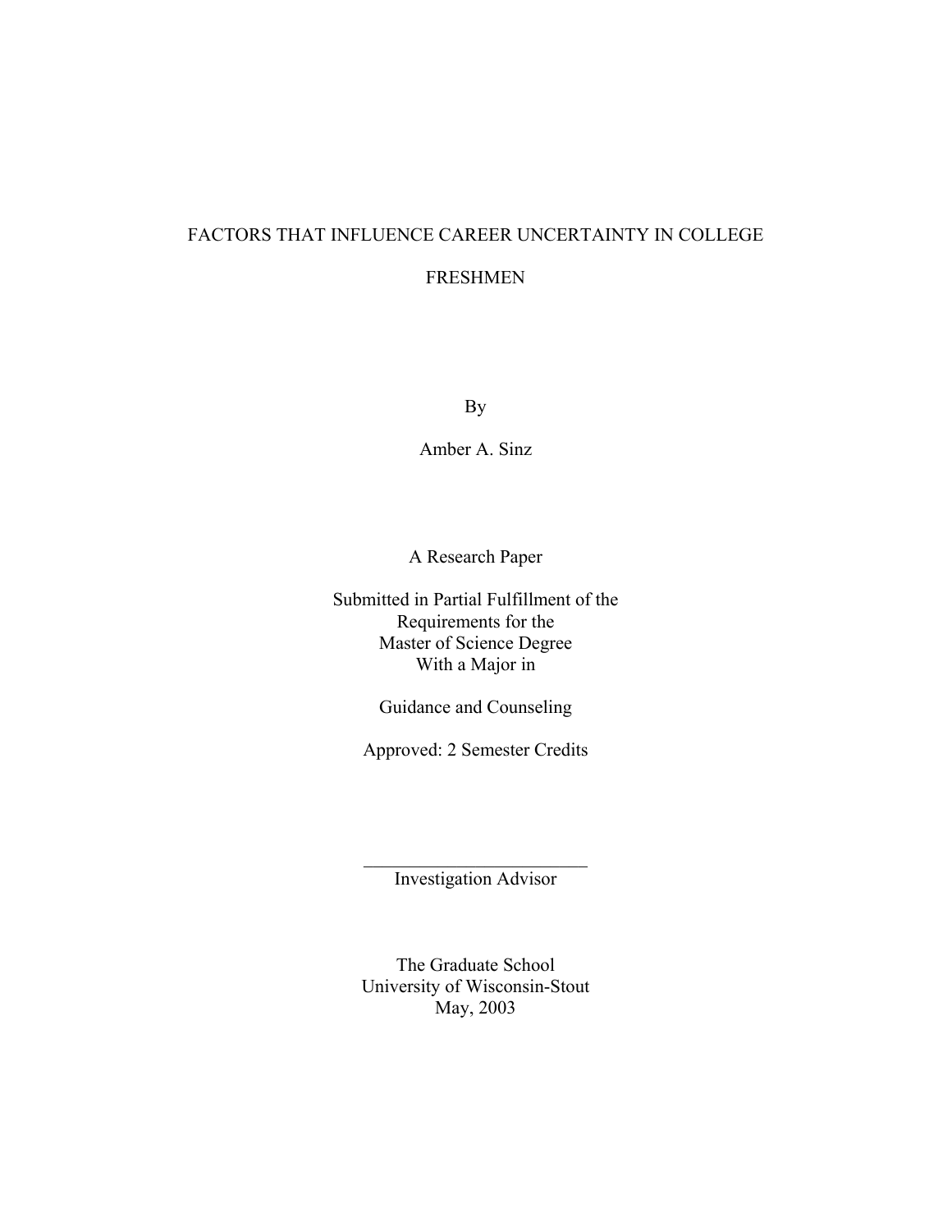# FACTORS THAT INFLUENCE CAREER UNCERTAINTY IN COLLEGE FRESHMEN

By

Amber A. Sinz

A Research Paper

Submitted in Partial Fulfillment of the
Requirements for the
Master of Science Degree
With a Major in

Guidance and Counseling

Approved: 2 Semester Credits

___________________________
Investigation Advisor

The Graduate School
University of Wisconsin-Stout
May, 2003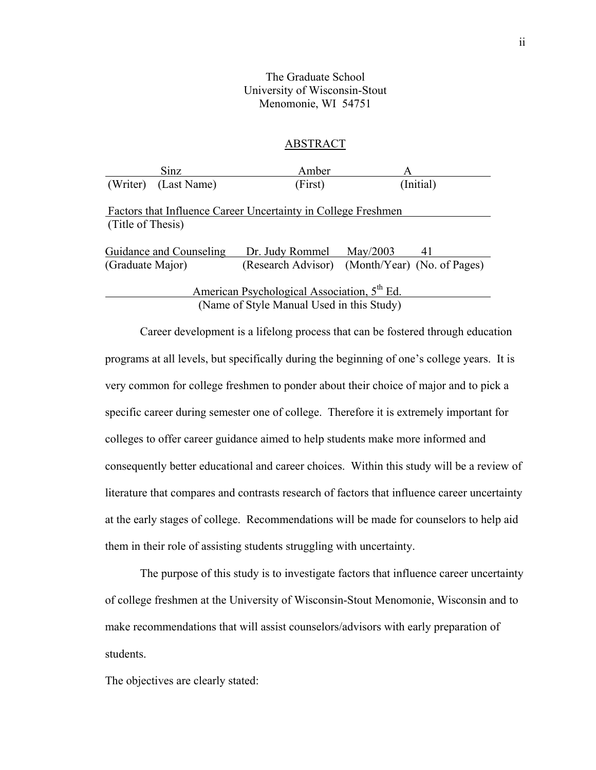The Graduate School
University of Wisconsin-Stout
Menomonie, WI 54751

## ABSTRACT

| Sinz | | Amber | A |
|---|---|---|---|
| (Writer) | (Last Name) | (First) | (Initial) |

Factors that Influence Career Uncertainty in College Freshmen
(Title of Thesis)

| Guidance and Counseling | Dr. Judy Rommel | May/2003 | 41 |
|---|---|---|---|
| (Graduate Major) | (Research Advisor) | (Month/Year) | (No. of Pages) |

American Psychological Association, 5th Ed.
(Name of Style Manual Used in this Study)

Career development is a lifelong process that can be fostered through education programs at all levels, but specifically during the beginning of one's college years. It is very common for college freshmen to ponder about their choice of major and to pick a specific career during semester one of college. Therefore it is extremely important for colleges to offer career guidance aimed to help students make more informed and consequently better educational and career choices. Within this study will be a review of literature that compares and contrasts research of factors that influence career uncertainty at the early stages of college. Recommendations will be made for counselors to help aid them in their role of assisting students struggling with uncertainty.

The purpose of this study is to investigate factors that influence career uncertainty of college freshmen at the University of Wisconsin-Stout Menomonie, Wisconsin and to make recommendations that will assist counselors/advisors with early preparation of students.

The objectives are clearly stated: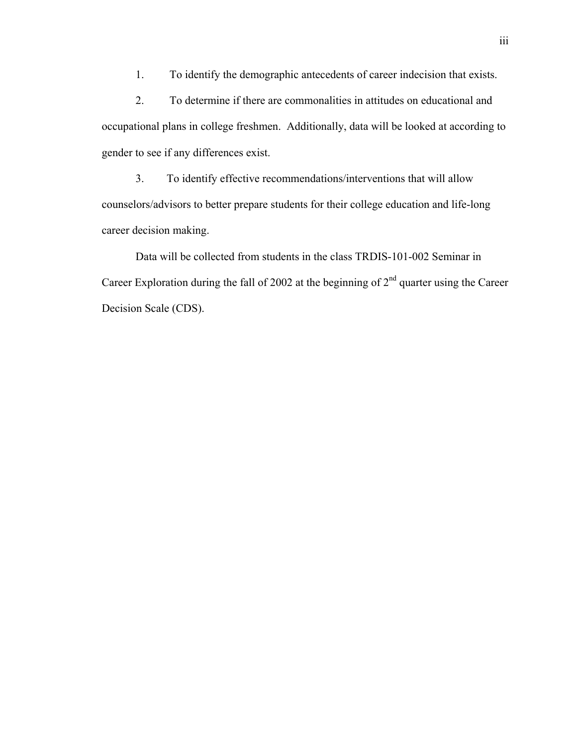1. To identify the demographic antecedents of career indecision that exists.
2. To determine if there are commonalities in attitudes on educational and occupational plans in college freshmen. Additionally, data will be looked at according to gender to see if any differences exist.
3. To identify effective recommendations/interventions that will allow counselors/advisors to better prepare students for their college education and life-long career decision making.

Data will be collected from students in the class TRDIS-101-002 Seminar in Career Exploration during the fall of 2002 at the beginning of 2nd quarter using the Career Decision Scale (CDS).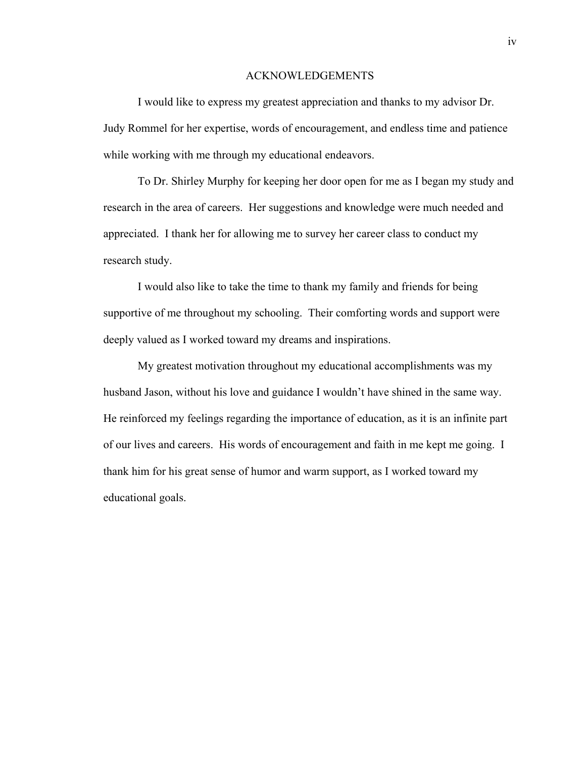# ACKNOWLEDGEMENTS

I would like to express my greatest appreciation and thanks to my advisor Dr. Judy Rommel for her expertise, words of encouragement, and endless time and patience while working with me through my educational endeavors.

To Dr. Shirley Murphy for keeping her door open for me as I began my study and research in the area of careers. Her suggestions and knowledge were much needed and appreciated. I thank her for allowing me to survey her career class to conduct my research study.

I would also like to take the time to thank my family and friends for being supportive of me throughout my schooling. Their comforting words and support were deeply valued as I worked toward my dreams and inspirations.

My greatest motivation throughout my educational accomplishments was my husband Jason, without his love and guidance I wouldn't have shined in the same way. He reinforced my feelings regarding the importance of education, as it is an infinite part of our lives and careers. His words of encouragement and faith in me kept me going. I thank him for his great sense of humor and warm support, as I worked toward my educational goals.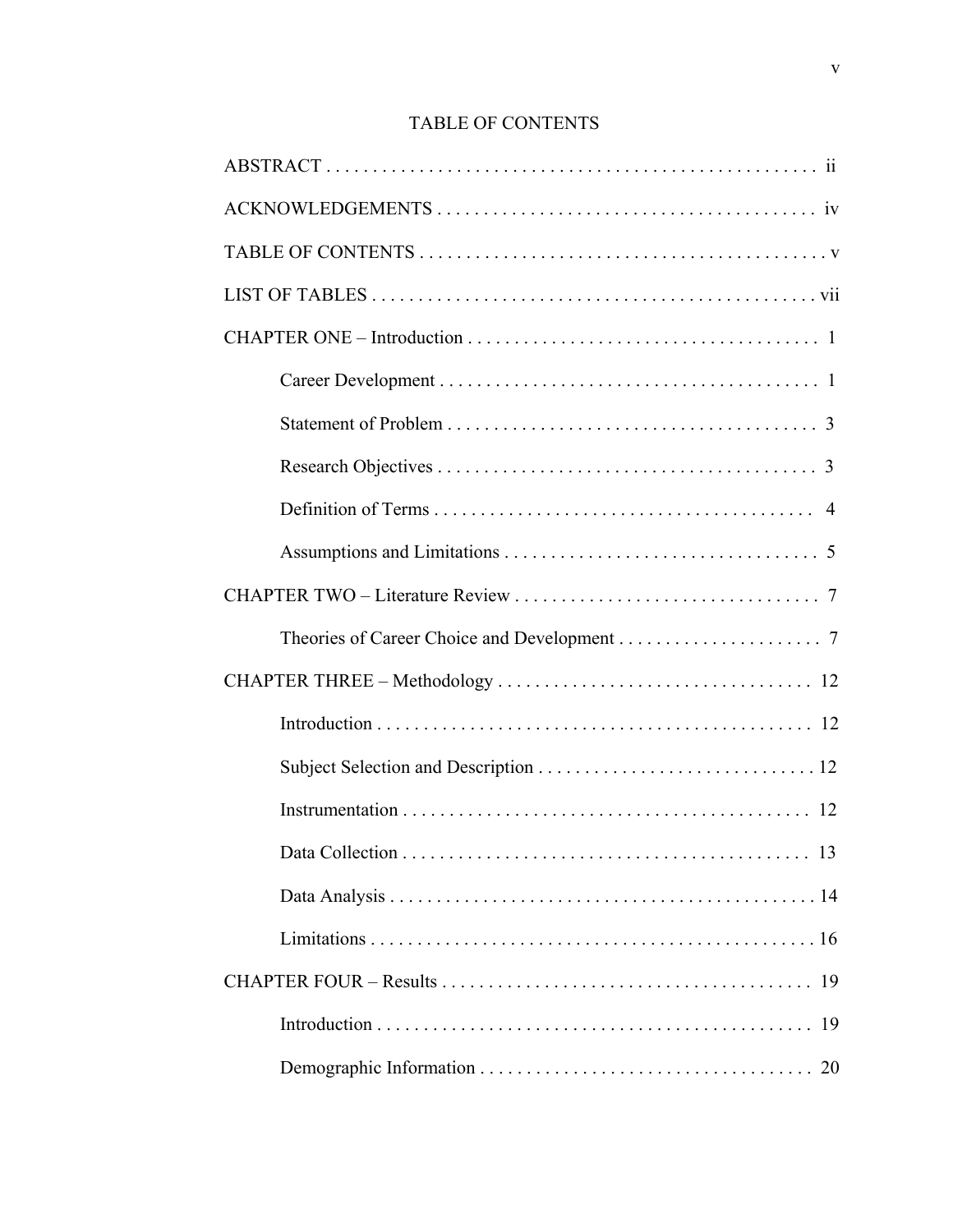# TABLE OF CONTENTS

ABSTRACT . . . . . . . . . . . . . . . . . . . . . . . . . . . . . . . . . . . . . . . . . . . . . . . . . . . . ii

ACKNOWLEDGEMENTS . . . . . . . . . . . . . . . . . . . . . . . . . . . . . . . . . . . . . . . . . iv

TABLE OF CONTENTS . . . . . . . . . . . . . . . . . . . . . . . . . . . . . . . . . . . . . . . . . . . . v

LIST OF TABLES . . . . . . . . . . . . . . . . . . . . . . . . . . . . . . . . . . . . . . . . . . . . . . . . vii

CHAPTER ONE – Introduction . . . . . . . . . . . . . . . . . . . . . . . . . . . . . . . . . . . . . . 1

- Career Development . . . . . . . . . . . . . . . . . . . . . . . . . . . . . . . . . . . . . . . . . 1
- Statement of Problem . . . . . . . . . . . . . . . . . . . . . . . . . . . . . . . . . . . . . . . . 3
- Research Objectives . . . . . . . . . . . . . . . . . . . . . . . . . . . . . . . . . . . . . . . . . 3
- Definition of Terms . . . . . . . . . . . . . . . . . . . . . . . . . . . . . . . . . . . . . . . . . 4
- Assumptions and Limitations . . . . . . . . . . . . . . . . . . . . . . . . . . . . . . . . . . 5

CHAPTER TWO – Literature Review . . . . . . . . . . . . . . . . . . . . . . . . . . . . . . . . . 7

- Theories of Career Choice and Development . . . . . . . . . . . . . . . . . . . . . . 7

CHAPTER THREE – Methodology . . . . . . . . . . . . . . . . . . . . . . . . . . . . . . . . . . 12

- Introduction . . . . . . . . . . . . . . . . . . . . . . . . . . . . . . . . . . . . . . . . . . . . . . . 12
- Subject Selection and Description . . . . . . . . . . . . . . . . . . . . . . . . . . . . . . 12
- Instrumentation . . . . . . . . . . . . . . . . . . . . . . . . . . . . . . . . . . . . . . . . . . . . 12
- Data Collection . . . . . . . . . . . . . . . . . . . . . . . . . . . . . . . . . . . . . . . . . . . . 13
- Data Analysis . . . . . . . . . . . . . . . . . . . . . . . . . . . . . . . . . . . . . . . . . . . . . . 14
- Limitations . . . . . . . . . . . . . . . . . . . . . . . . . . . . . . . . . . . . . . . . . . . . . . . . 16

CHAPTER FOUR – Results . . . . . . . . . . . . . . . . . . . . . . . . . . . . . . . . . . . . . . . . 19

- Introduction . . . . . . . . . . . . . . . . . . . . . . . . . . . . . . . . . . . . . . . . . . . . . . . 19
- Demographic Information . . . . . . . . . . . . . . . . . . . . . . . . . . . . . . . . . . . . 20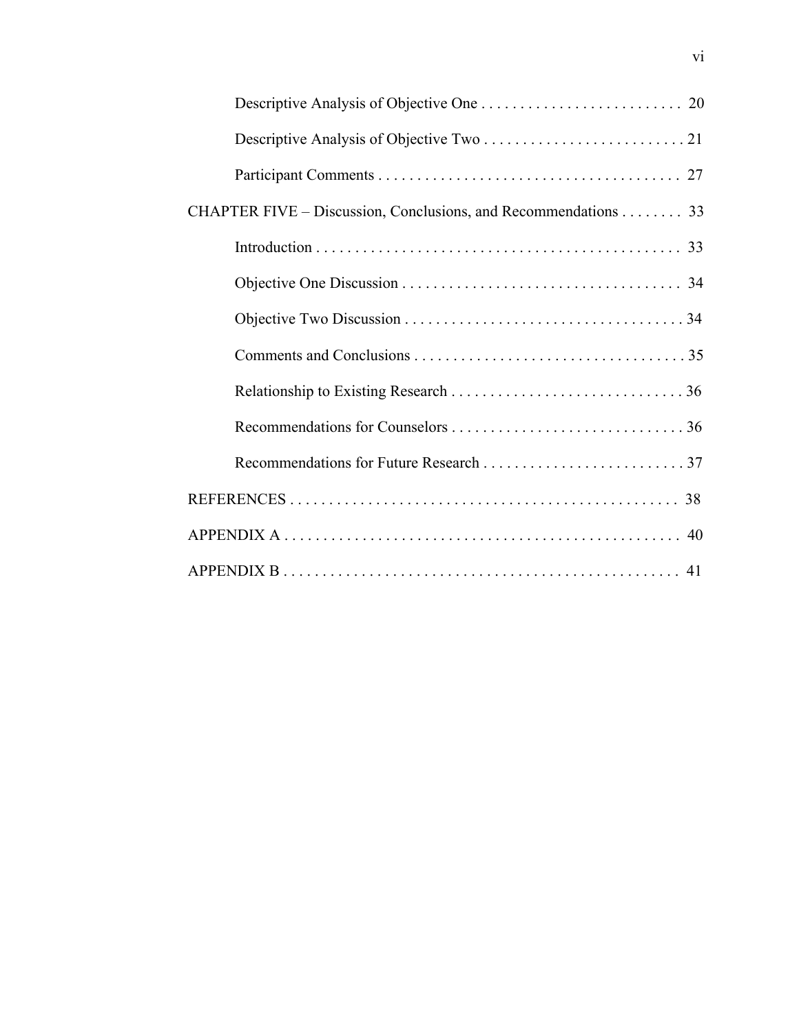Descriptive Analysis of Objective One . . . . . . . . . . . . . . . . . . . . . . . . . . 20

Descriptive Analysis of Objective Two . . . . . . . . . . . . . . . . . . . . . . . . . . 21

Participant Comments . . . . . . . . . . . . . . . . . . . . . . . . . . . . . . . . . . . . . . . 27

CHAPTER FIVE – Discussion, Conclusions, and Recommendations . . . . . . . . 33

Introduction . . . . . . . . . . . . . . . . . . . . . . . . . . . . . . . . . . . . . . . . . . . . . . . . 33

Objective One Discussion . . . . . . . . . . . . . . . . . . . . . . . . . . . . . . . . . . . . 34

Objective Two Discussion . . . . . . . . . . . . . . . . . . . . . . . . . . . . . . . . . . . . 34

Comments and Conclusions . . . . . . . . . . . . . . . . . . . . . . . . . . . . . . . . . . . 35

Relationship to Existing Research . . . . . . . . . . . . . . . . . . . . . . . . . . . . . . . 36

Recommendations for Counselors . . . . . . . . . . . . . . . . . . . . . . . . . . . . . . 36

Recommendations for Future Research . . . . . . . . . . . . . . . . . . . . . . . . . . 37

REFERENCES . . . . . . . . . . . . . . . . . . . . . . . . . . . . . . . . . . . . . . . . . . . . . . . . . . 38

APPENDIX A . . . . . . . . . . . . . . . . . . . . . . . . . . . . . . . . . . . . . . . . . . . . . . . . . . 40

APPENDIX B . . . . . . . . . . . . . . . . . . . . . . . . . . . . . . . . . . . . . . . . . . . . . . . . . . 41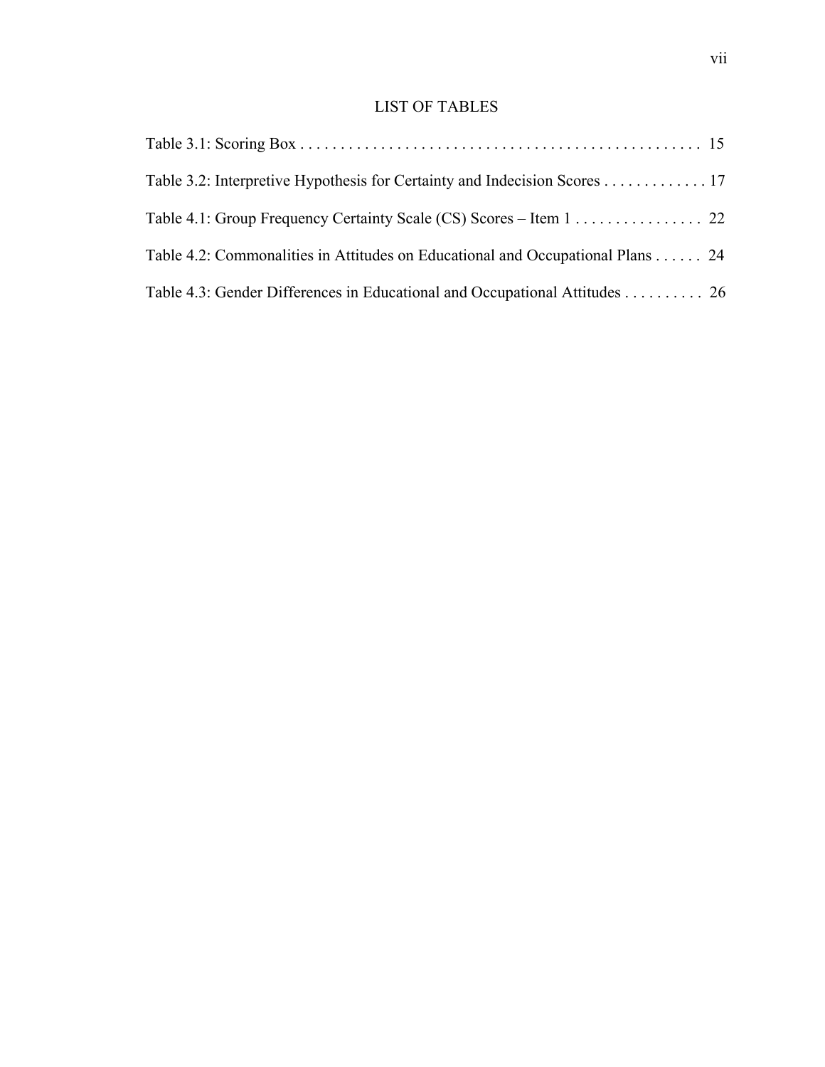# LIST OF TABLES

Table 3.1: Scoring Box . . . . . . . . . . . . . . . . . . . . . . . . . . . . . . . . . . . . . . . . . . . . . . . . . 15

Table 3.2: Interpretive Hypothesis for Certainty and Indecision Scores . . . . . . . . . . . . . 17

Table 4.1: Group Frequency Certainty Scale (CS) Scores – Item 1 . . . . . . . . . . . . . . . . 22

Table 4.2: Commonalities in Attitudes on Educational and Occupational Plans . . . . . . 24

Table 4.3: Gender Differences in Educational and Occupational Attitudes . . . . . . . . . . 26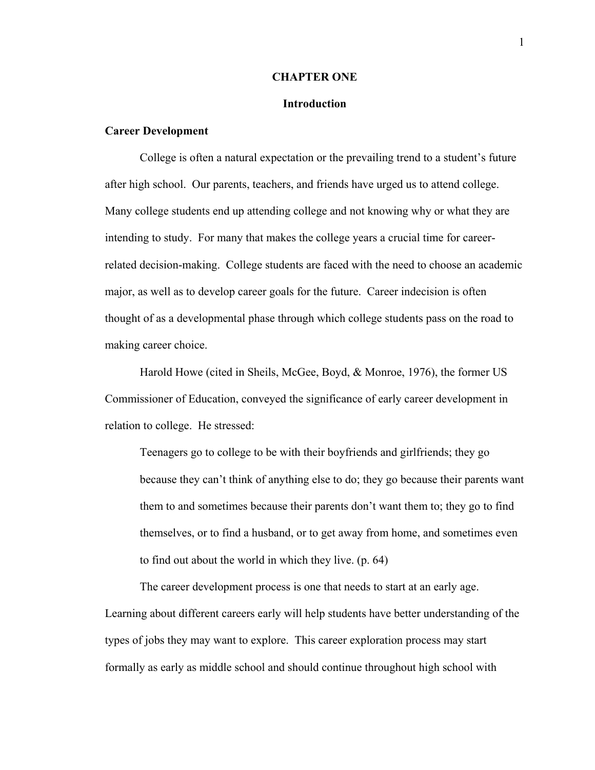# CHAPTER ONE

## Introduction

### Career Development

College is often a natural expectation or the prevailing trend to a student's future after high school. Our parents, teachers, and friends have urged us to attend college. Many college students end up attending college and not knowing why or what they are intending to study. For many that makes the college years a crucial time for career-related decision-making. College students are faced with the need to choose an academic major, as well as to develop career goals for the future. Career indecision is often thought of as a developmental phase through which college students pass on the road to making career choice.

Harold Howe (cited in Sheils, McGee, Boyd, & Monroe, 1976), the former US Commissioner of Education, conveyed the significance of early career development in relation to college. He stressed:

> Teenagers go to college to be with their boyfriends and girlfriends; they go because they can't think of anything else to do; they go because their parents want them to and sometimes because their parents don't want them to; they go to find themselves, or to find a husband, or to get away from home, and sometimes even to find out about the world in which they live. (p. 64)

The career development process is one that needs to start at an early age. Learning about different careers early will help students have better understanding of the types of jobs they may want to explore. This career exploration process may start formally as early as middle school and should continue throughout high school with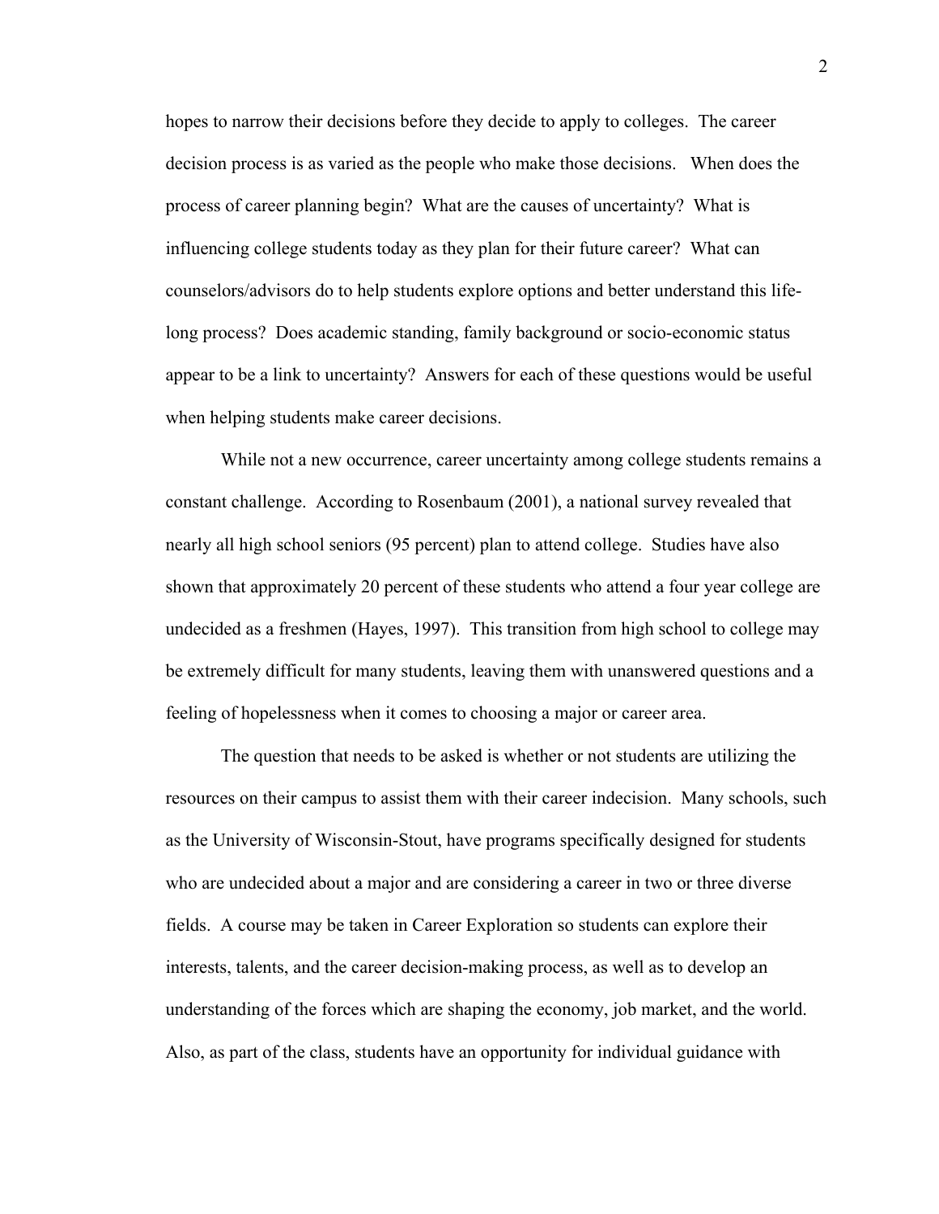hopes to narrow their decisions before they decide to apply to colleges. The career decision process is as varied as the people who make those decisions. When does the process of career planning begin? What are the causes of uncertainty? What is influencing college students today as they plan for their future career? What can counselors/advisors do to help students explore options and better understand this life-long process? Does academic standing, family background or socio-economic status appear to be a link to uncertainty? Answers for each of these questions would be useful when helping students make career decisions.

While not a new occurrence, career uncertainty among college students remains a constant challenge. According to Rosenbaum (2001), a national survey revealed that nearly all high school seniors (95 percent) plan to attend college. Studies have also shown that approximately 20 percent of these students who attend a four year college are undecided as a freshmen (Hayes, 1997). This transition from high school to college may be extremely difficult for many students, leaving them with unanswered questions and a feeling of hopelessness when it comes to choosing a major or career area.

The question that needs to be asked is whether or not students are utilizing the resources on their campus to assist them with their career indecision. Many schools, such as the University of Wisconsin-Stout, have programs specifically designed for students who are undecided about a major and are considering a career in two or three diverse fields. A course may be taken in Career Exploration so students can explore their interests, talents, and the career decision-making process, as well as to develop an understanding of the forces which are shaping the economy, job market, and the world. Also, as part of the class, students have an opportunity for individual guidance with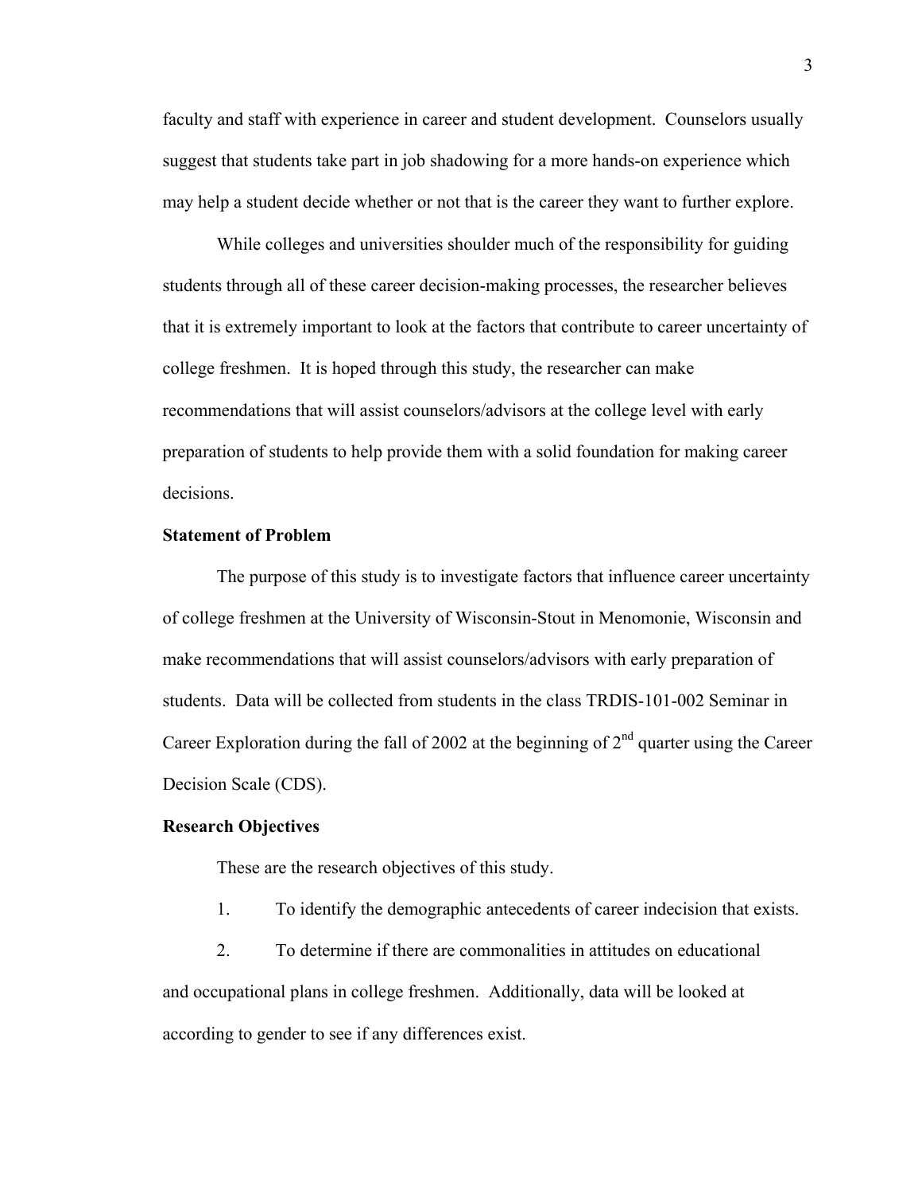faculty and staff with experience in career and student development. Counselors usually suggest that students take part in job shadowing for a more hands-on experience which may help a student decide whether or not that is the career they want to further explore.

While colleges and universities shoulder much of the responsibility for guiding students through all of these career decision-making processes, the researcher believes that it is extremely important to look at the factors that contribute to career uncertainty of college freshmen. It is hoped through this study, the researcher can make recommendations that will assist counselors/advisors at the college level with early preparation of students to help provide them with a solid foundation for making career decisions.

**Statement of Problem**

The purpose of this study is to investigate factors that influence career uncertainty of college freshmen at the University of Wisconsin-Stout in Menomonie, Wisconsin and make recommendations that will assist counselors/advisors with early preparation of students. Data will be collected from students in the class TRDIS-101-002 Seminar in Career Exploration during the fall of 2002 at the beginning of 2nd quarter using the Career Decision Scale (CDS).

**Research Objectives**

These are the research objectives of this study.

1. To identify the demographic antecedents of career indecision that exists.
2. To determine if there are commonalities in attitudes on educational and occupational plans in college freshmen. Additionally, data will be looked at according to gender to see if any differences exist.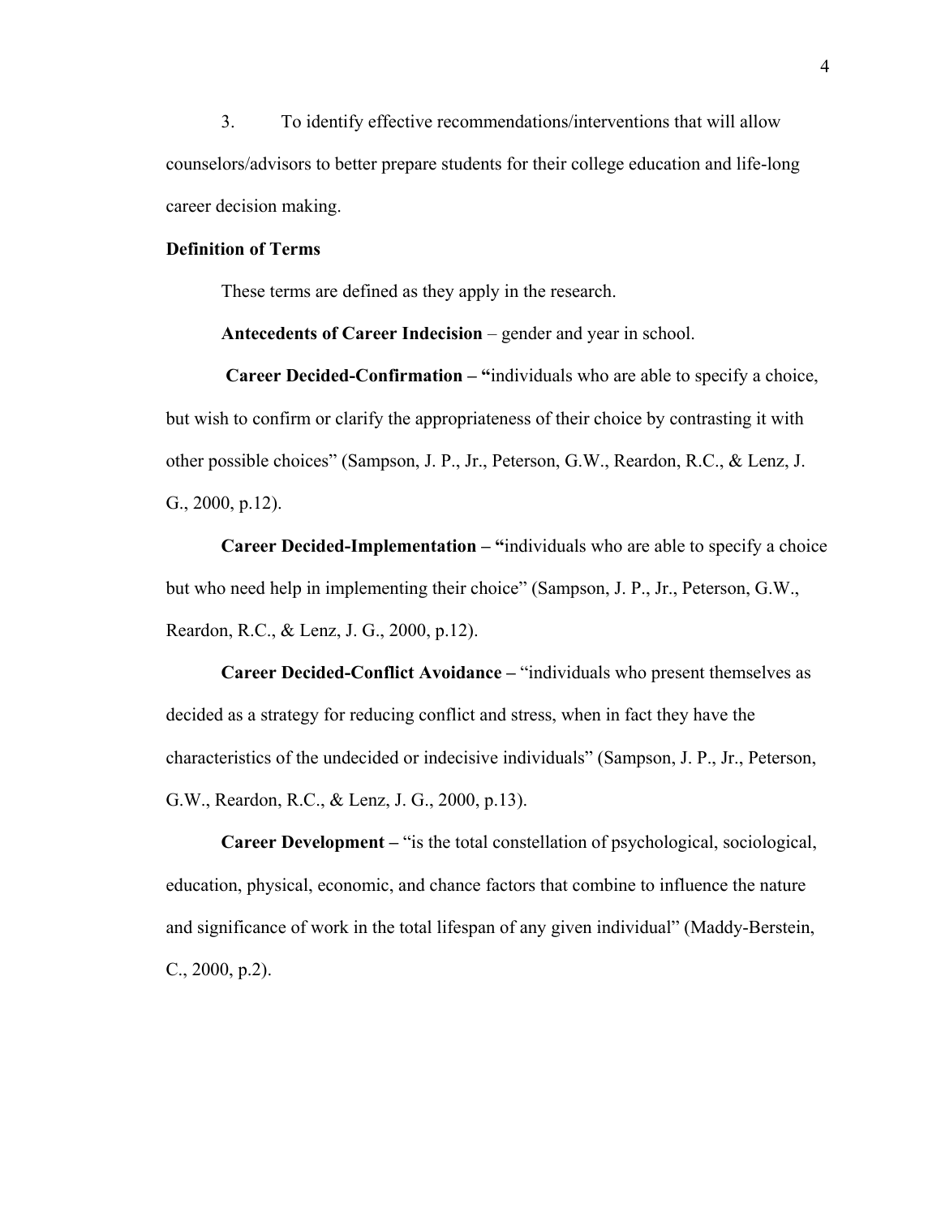3. To identify effective recommendations/interventions that will allow counselors/advisors to better prepare students for their college education and life-long career decision making.

**Definition of Terms**

These terms are defined as they apply in the research.

**Antecedents of Career Indecision** – gender and year in school.

**Career Decided-Confirmation – "**individuals who are able to specify a choice, but wish to confirm or clarify the appropriateness of their choice by contrasting it with other possible choices" (Sampson, J. P., Jr., Peterson, G.W., Reardon, R.C., & Lenz, J. G., 2000, p.12).

**Career Decided-Implementation – "**individuals who are able to specify a choice but who need help in implementing their choice" (Sampson, J. P., Jr., Peterson, G.W., Reardon, R.C., & Lenz, J. G., 2000, p.12).

**Career Decided-Conflict Avoidance –** "individuals who present themselves as decided as a strategy for reducing conflict and stress, when in fact they have the characteristics of the undecided or indecisive individuals" (Sampson, J. P., Jr., Peterson, G.W., Reardon, R.C., & Lenz, J. G., 2000, p.13).

**Career Development –** "is the total constellation of psychological, sociological, education, physical, economic, and chance factors that combine to influence the nature and significance of work in the total lifespan of any given individual" (Maddy-Berstein, C., 2000, p.2).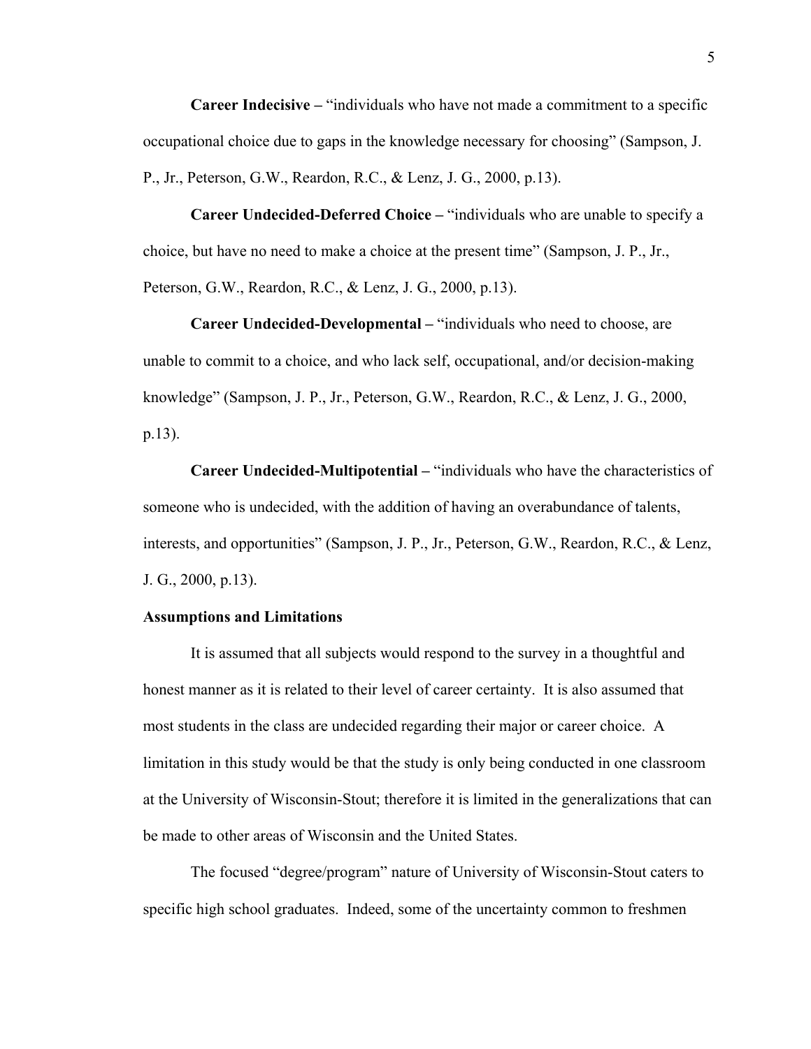**Career Indecisive –** "individuals who have not made a commitment to a specific occupational choice due to gaps in the knowledge necessary for choosing" (Sampson, J. P., Jr., Peterson, G.W., Reardon, R.C., & Lenz, J. G., 2000, p.13).

**Career Undecided-Deferred Choice –** "individuals who are unable to specify a choice, but have no need to make a choice at the present time" (Sampson, J. P., Jr., Peterson, G.W., Reardon, R.C., & Lenz, J. G., 2000, p.13).

**Career Undecided-Developmental –** "individuals who need to choose, are unable to commit to a choice, and who lack self, occupational, and/or decision-making knowledge" (Sampson, J. P., Jr., Peterson, G.W., Reardon, R.C., & Lenz, J. G., 2000, p.13).

**Career Undecided-Multipotential –** "individuals who have the characteristics of someone who is undecided, with the addition of having an overabundance of talents, interests, and opportunities" (Sampson, J. P., Jr., Peterson, G.W., Reardon, R.C., & Lenz, J. G., 2000, p.13).

**Assumptions and Limitations**

It is assumed that all subjects would respond to the survey in a thoughtful and honest manner as it is related to their level of career certainty. It is also assumed that most students in the class are undecided regarding their major or career choice. A limitation in this study would be that the study is only being conducted in one classroom at the University of Wisconsin-Stout; therefore it is limited in the generalizations that can be made to other areas of Wisconsin and the United States.

The focused "degree/program" nature of University of Wisconsin-Stout caters to specific high school graduates. Indeed, some of the uncertainty common to freshmen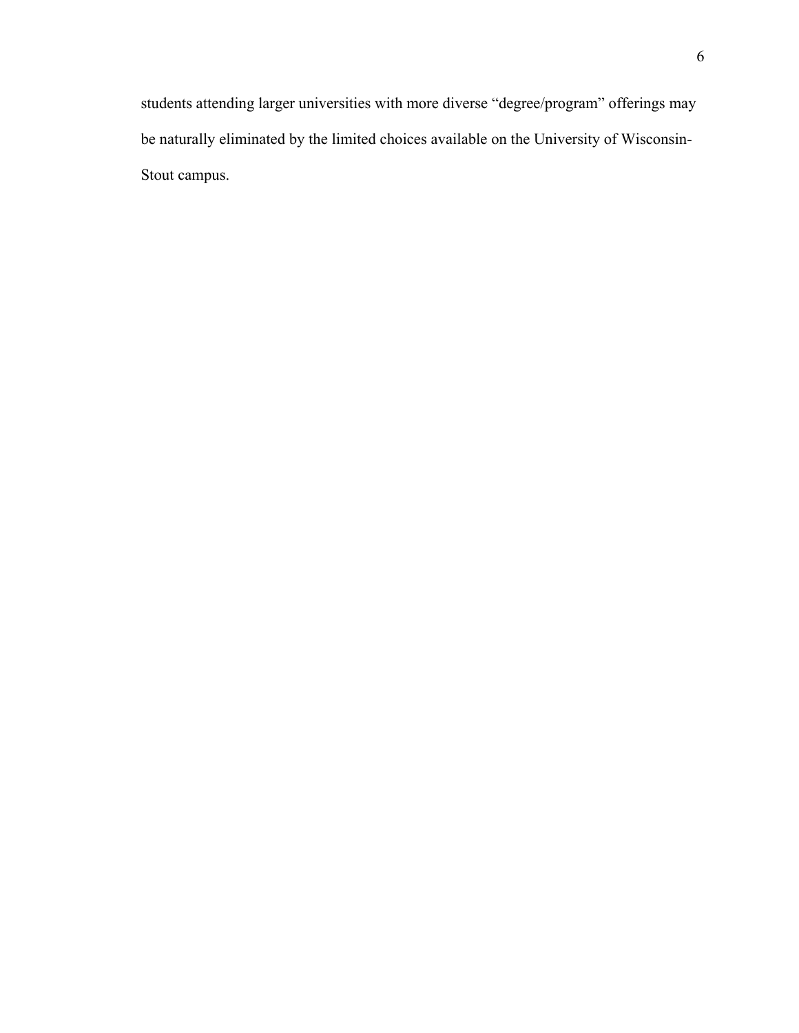students attending larger universities with more diverse “degree/program” offerings may be naturally eliminated by the limited choices available on the University of Wisconsin-Stout campus.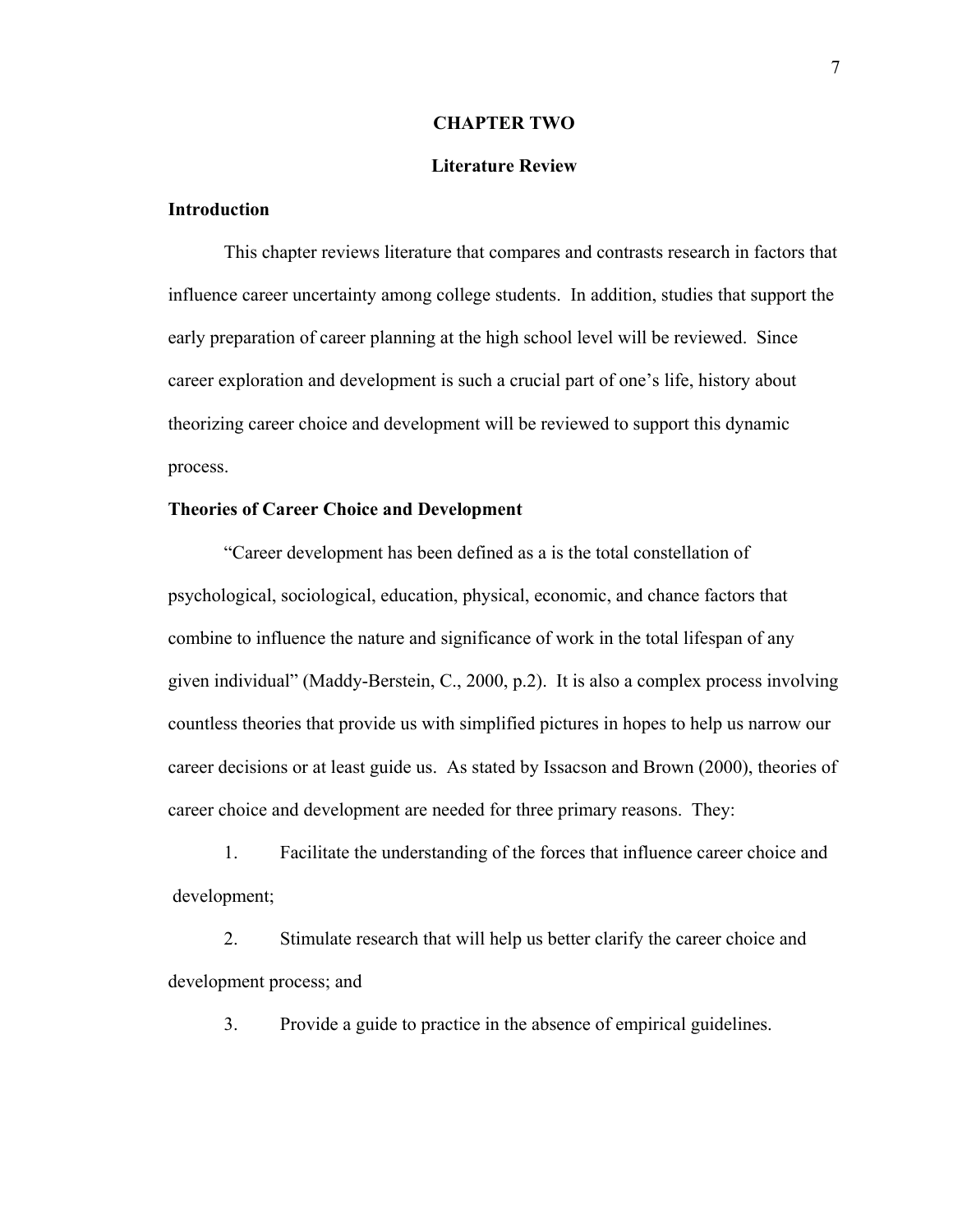# CHAPTER TWO

## Literature Review

### Introduction

This chapter reviews literature that compares and contrasts research in factors that influence career uncertainty among college students. In addition, studies that support the early preparation of career planning at the high school level will be reviewed. Since career exploration and development is such a crucial part of one's life, history about theorizing career choice and development will be reviewed to support this dynamic process.

### Theories of Career Choice and Development

"Career development has been defined as a is the total constellation of psychological, sociological, education, physical, economic, and chance factors that combine to influence the nature and significance of work in the total lifespan of any given individual" (Maddy-Berstein, C., 2000, p.2). It is also a complex process involving countless theories that provide us with simplified pictures in hopes to help us narrow our career decisions or at least guide us. As stated by Issacson and Brown (2000), theories of career choice and development are needed for three primary reasons. They:

1. Facilitate the understanding of the forces that influence career choice and development;
2. Stimulate research that will help us better clarify the career choice and development process; and
3. Provide a guide to practice in the absence of empirical guidelines.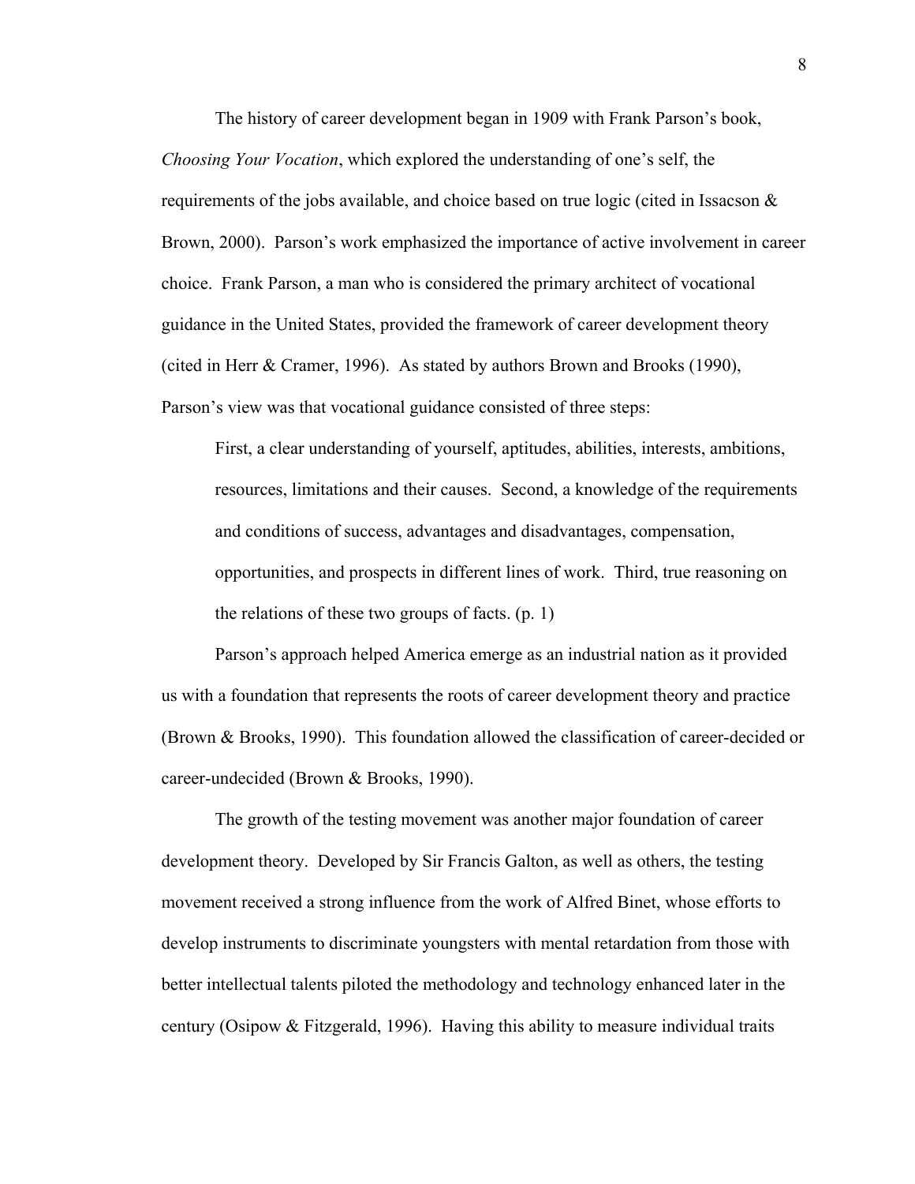The history of career development began in 1909 with Frank Parson's book, *Choosing Your Vocation*, which explored the understanding of one's self, the requirements of the jobs available, and choice based on true logic (cited in Issacson & Brown, 2000). Parson's work emphasized the importance of active involvement in career choice. Frank Parson, a man who is considered the primary architect of vocational guidance in the United States, provided the framework of career development theory (cited in Herr & Cramer, 1996). As stated by authors Brown and Brooks (1990), Parson's view was that vocational guidance consisted of three steps:

> First, a clear understanding of yourself, aptitudes, abilities, interests, ambitions, resources, limitations and their causes. Second, a knowledge of the requirements and conditions of success, advantages and disadvantages, compensation, opportunities, and prospects in different lines of work. Third, true reasoning on the relations of these two groups of facts. (p. 1)

Parson's approach helped America emerge as an industrial nation as it provided us with a foundation that represents the roots of career development theory and practice (Brown & Brooks, 1990). This foundation allowed the classification of career-decided or career-undecided (Brown & Brooks, 1990).

The growth of the testing movement was another major foundation of career development theory. Developed by Sir Francis Galton, as well as others, the testing movement received a strong influence from the work of Alfred Binet, whose efforts to develop instruments to discriminate youngsters with mental retardation from those with better intellectual talents piloted the methodology and technology enhanced later in the century (Osipow & Fitzgerald, 1996). Having this ability to measure individual traits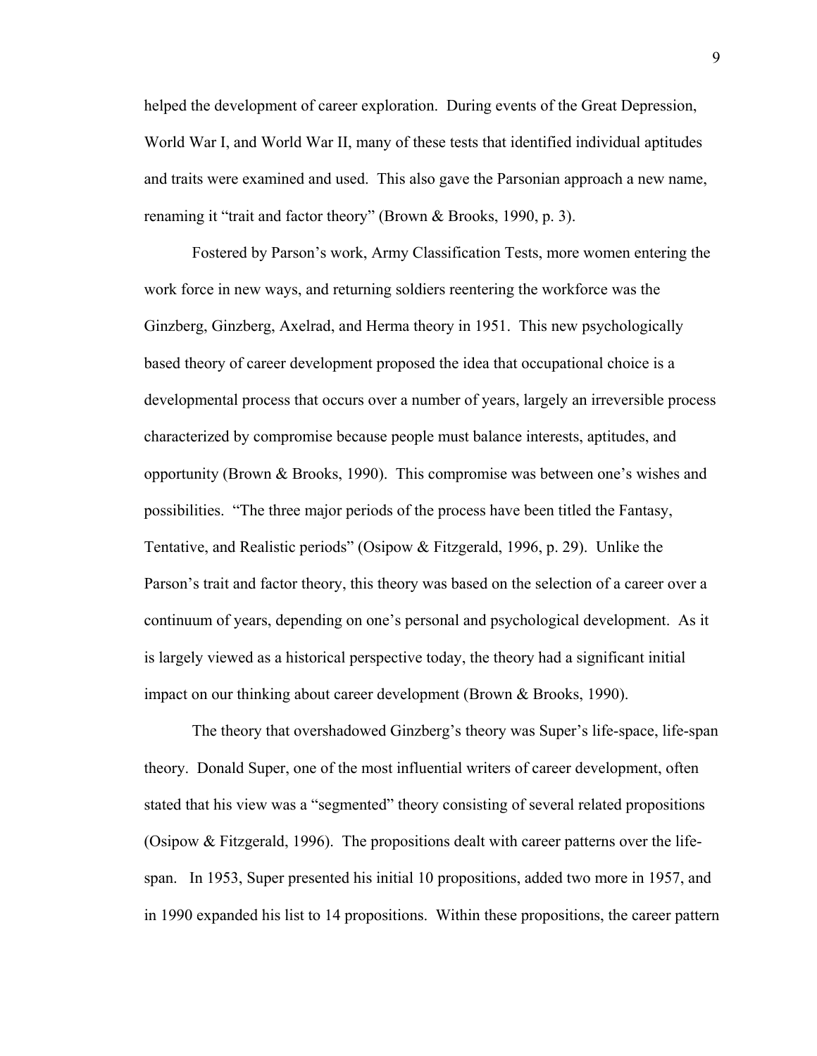helped the development of career exploration. During events of the Great Depression, World War I, and World War II, many of these tests that identified individual aptitudes and traits were examined and used. This also gave the Parsonian approach a new name, renaming it "trait and factor theory" (Brown & Brooks, 1990, p. 3).

Fostered by Parson's work, Army Classification Tests, more women entering the work force in new ways, and returning soldiers reentering the workforce was the Ginzberg, Ginzberg, Axelrad, and Herma theory in 1951. This new psychologically based theory of career development proposed the idea that occupational choice is a developmental process that occurs over a number of years, largely an irreversible process characterized by compromise because people must balance interests, aptitudes, and opportunity (Brown & Brooks, 1990). This compromise was between one's wishes and possibilities. "The three major periods of the process have been titled the Fantasy, Tentative, and Realistic periods" (Osipow & Fitzgerald, 1996, p. 29). Unlike the Parson's trait and factor theory, this theory was based on the selection of a career over a continuum of years, depending on one's personal and psychological development. As it is largely viewed as a historical perspective today, the theory had a significant initial impact on our thinking about career development (Brown & Brooks, 1990).

The theory that overshadowed Ginzberg's theory was Super's life-space, life-span theory. Donald Super, one of the most influential writers of career development, often stated that his view was a "segmented" theory consisting of several related propositions (Osipow & Fitzgerald, 1996). The propositions dealt with career patterns over the life-span. In 1953, Super presented his initial 10 propositions, added two more in 1957, and in 1990 expanded his list to 14 propositions. Within these propositions, the career pattern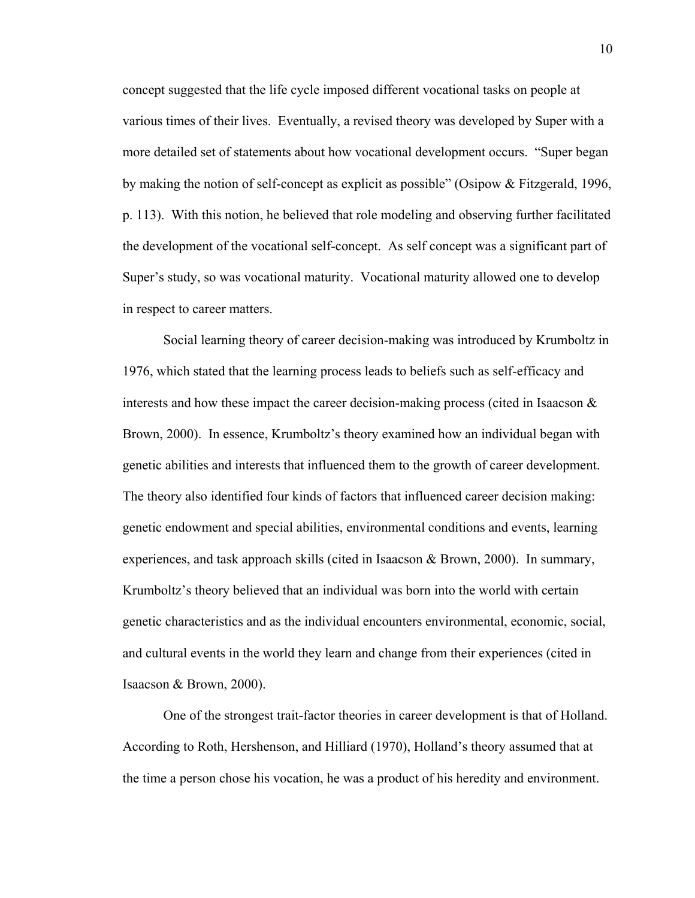concept suggested that the life cycle imposed different vocational tasks on people at various times of their lives. Eventually, a revised theory was developed by Super with a more detailed set of statements about how vocational development occurs. "Super began by making the notion of self-concept as explicit as possible" (Osipow & Fitzgerald, 1996, p. 113). With this notion, he believed that role modeling and observing further facilitated the development of the vocational self-concept. As self concept was a significant part of Super's study, so was vocational maturity. Vocational maturity allowed one to develop in respect to career matters.

Social learning theory of career decision-making was introduced by Krumboltz in 1976, which stated that the learning process leads to beliefs such as self-efficacy and interests and how these impact the career decision-making process (cited in Isaacson & Brown, 2000). In essence, Krumboltz's theory examined how an individual began with genetic abilities and interests that influenced them to the growth of career development. The theory also identified four kinds of factors that influenced career decision making: genetic endowment and special abilities, environmental conditions and events, learning experiences, and task approach skills (cited in Isaacson & Brown, 2000). In summary, Krumboltz's theory believed that an individual was born into the world with certain genetic characteristics and as the individual encounters environmental, economic, social, and cultural events in the world they learn and change from their experiences (cited in Isaacson & Brown, 2000).

One of the strongest trait-factor theories in career development is that of Holland. According to Roth, Hershenson, and Hilliard (1970), Holland's theory assumed that at the time a person chose his vocation, he was a product of his heredity and environment.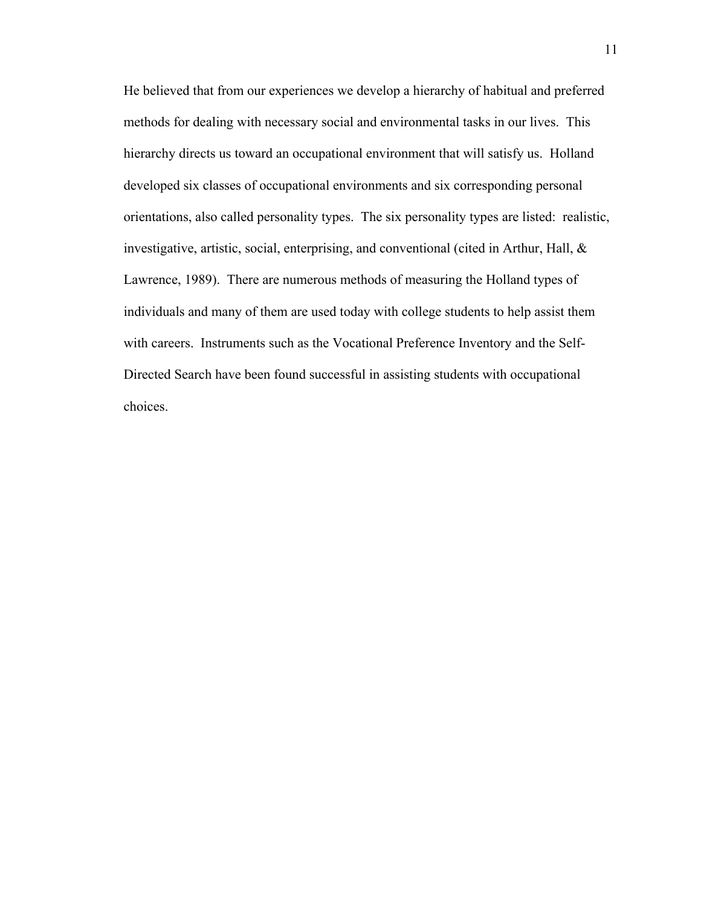He believed that from our experiences we develop a hierarchy of habitual and preferred methods for dealing with necessary social and environmental tasks in our lives. This hierarchy directs us toward an occupational environment that will satisfy us. Holland developed six classes of occupational environments and six corresponding personal orientations, also called personality types. The six personality types are listed: realistic, investigative, artistic, social, enterprising, and conventional (cited in Arthur, Hall, & Lawrence, 1989). There are numerous methods of measuring the Holland types of individuals and many of them are used today with college students to help assist them with careers. Instruments such as the Vocational Preference Inventory and the Self-Directed Search have been found successful in assisting students with occupational choices.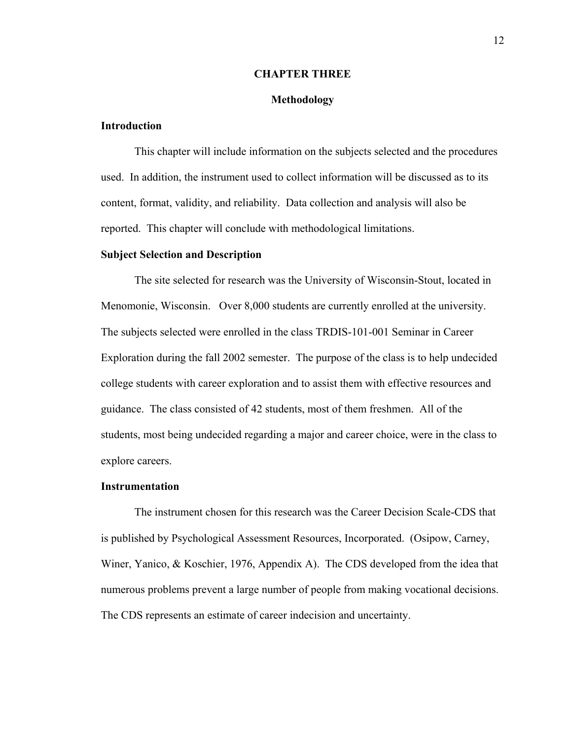# CHAPTER THREE

## Methodology

### Introduction

This chapter will include information on the subjects selected and the procedures used. In addition, the instrument used to collect information will be discussed as to its content, format, validity, and reliability. Data collection and analysis will also be reported. This chapter will conclude with methodological limitations.

### Subject Selection and Description

The site selected for research was the University of Wisconsin-Stout, located in Menomonie, Wisconsin. Over 8,000 students are currently enrolled at the university. The subjects selected were enrolled in the class TRDIS-101-001 Seminar in Career Exploration during the fall 2002 semester. The purpose of the class is to help undecided college students with career exploration and to assist them with effective resources and guidance. The class consisted of 42 students, most of them freshmen. All of the students, most being undecided regarding a major and career choice, were in the class to explore careers.

### Instrumentation

The instrument chosen for this research was the Career Decision Scale-CDS that is published by Psychological Assessment Resources, Incorporated. (Osipow, Carney, Winer, Yanico, & Koschier, 1976, Appendix A). The CDS developed from the idea that numerous problems prevent a large number of people from making vocational decisions. The CDS represents an estimate of career indecision and uncertainty.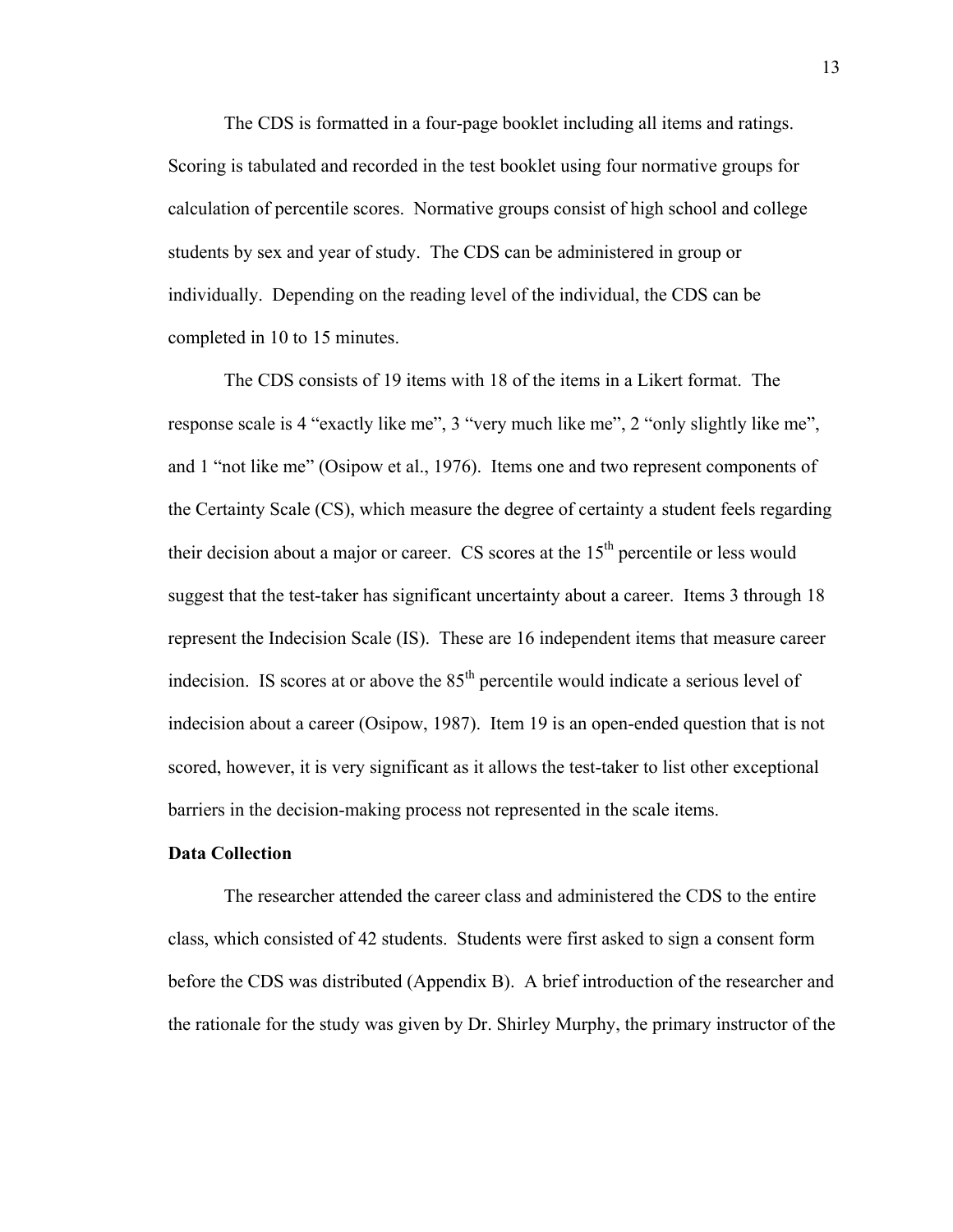The CDS is formatted in a four-page booklet including all items and ratings. Scoring is tabulated and recorded in the test booklet using four normative groups for calculation of percentile scores. Normative groups consist of high school and college students by sex and year of study. The CDS can be administered in group or individually. Depending on the reading level of the individual, the CDS can be completed in 10 to 15 minutes.

The CDS consists of 19 items with 18 of the items in a Likert format. The response scale is 4 "exactly like me", 3 "very much like me", 2 "only slightly like me", and 1 "not like me" (Osipow et al., 1976). Items one and two represent components of the Certainty Scale (CS), which measure the degree of certainty a student feels regarding their decision about a major or career. CS scores at the 15th percentile or less would suggest that the test-taker has significant uncertainty about a career. Items 3 through 18 represent the Indecision Scale (IS). These are 16 independent items that measure career indecision. IS scores at or above the 85th percentile would indicate a serious level of indecision about a career (Osipow, 1987). Item 19 is an open-ended question that is not scored, however, it is very significant as it allows the test-taker to list other exceptional barriers in the decision-making process not represented in the scale items.

**Data Collection**

The researcher attended the career class and administered the CDS to the entire class, which consisted of 42 students. Students were first asked to sign a consent form before the CDS was distributed (Appendix B). A brief introduction of the researcher and the rationale for the study was given by Dr. Shirley Murphy, the primary instructor of the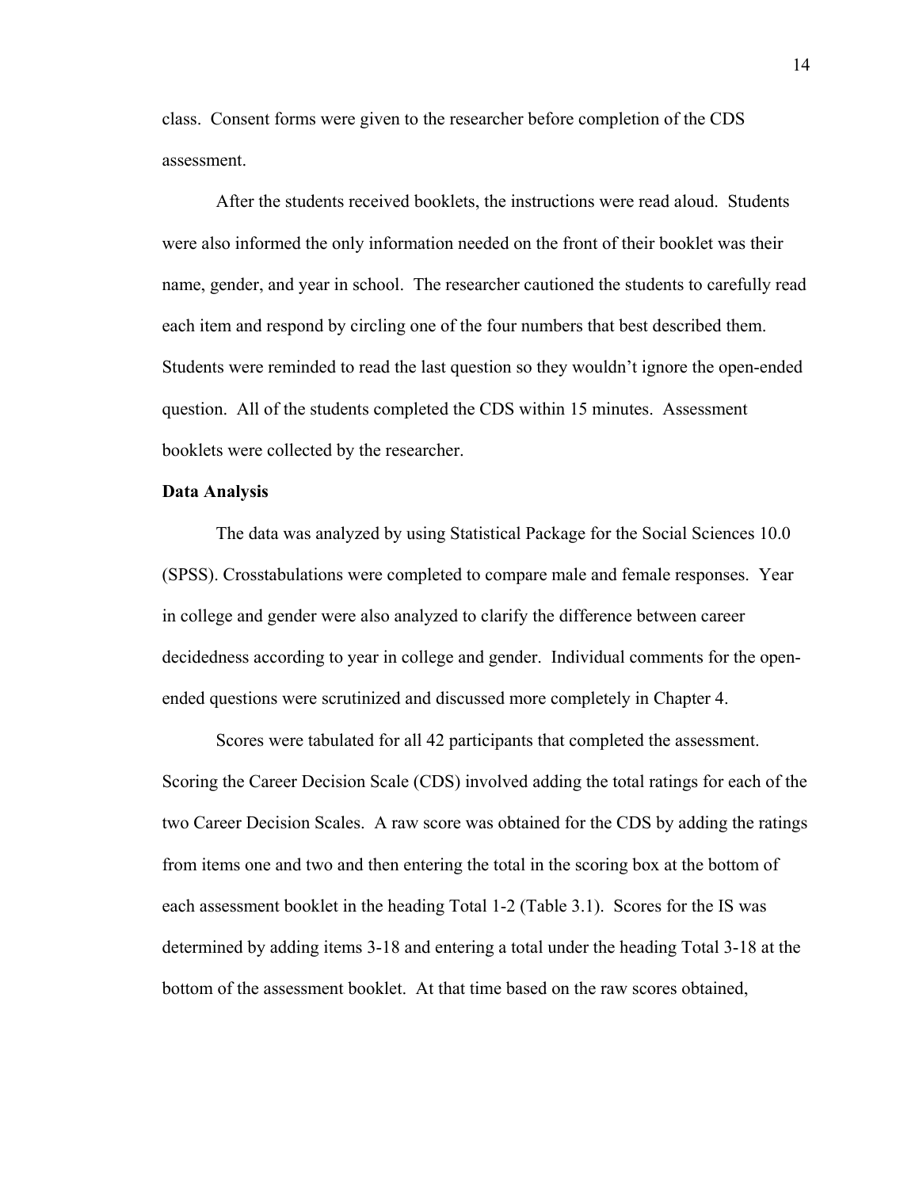class. Consent forms were given to the researcher before completion of the CDS assessment.

After the students received booklets, the instructions were read aloud. Students were also informed the only information needed on the front of their booklet was their name, gender, and year in school. The researcher cautioned the students to carefully read each item and respond by circling one of the four numbers that best described them. Students were reminded to read the last question so they wouldn't ignore the open-ended question. All of the students completed the CDS within 15 minutes. Assessment booklets were collected by the researcher.

**Data Analysis**

The data was analyzed by using Statistical Package for the Social Sciences 10.0 (SPSS). Crosstabulations were completed to compare male and female responses. Year in college and gender were also analyzed to clarify the difference between career decidedness according to year in college and gender. Individual comments for the open-ended questions were scrutinized and discussed more completely in Chapter 4.

Scores were tabulated for all 42 participants that completed the assessment. Scoring the Career Decision Scale (CDS) involved adding the total ratings for each of the two Career Decision Scales. A raw score was obtained for the CDS by adding the ratings from items one and two and then entering the total in the scoring box at the bottom of each assessment booklet in the heading Total 1-2 (Table 3.1). Scores for the IS was determined by adding items 3-18 and entering a total under the heading Total 3-18 at the bottom of the assessment booklet. At that time based on the raw scores obtained,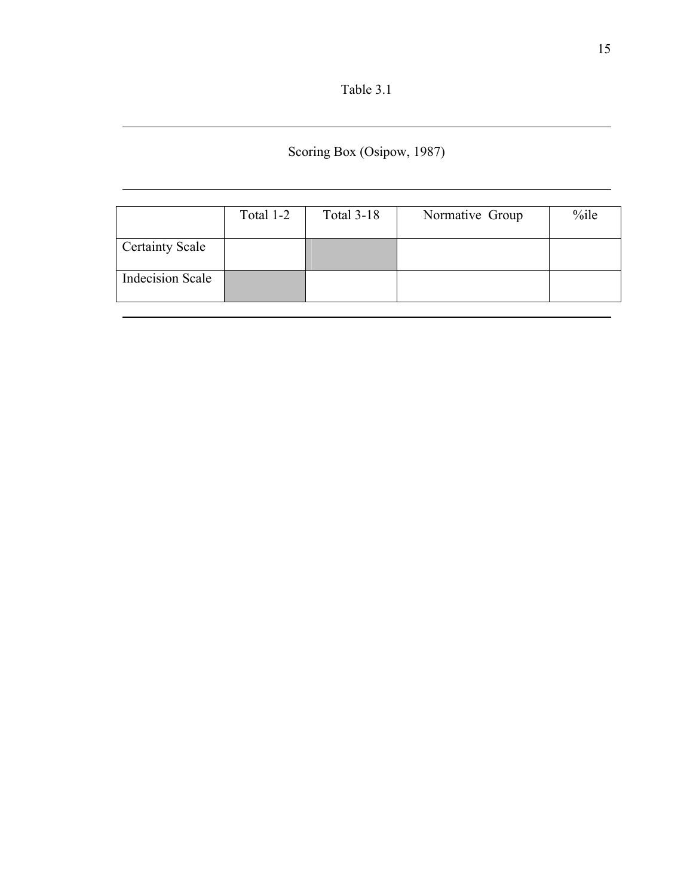Table 3.1

Scoring Box (Osipow, 1987)

| | Total 1-2 | Total 3-18 | Normative Group | %ile |
|---|---|---|---|---|
| Certainty Scale | | | | |
| Indecision Scale | | | | |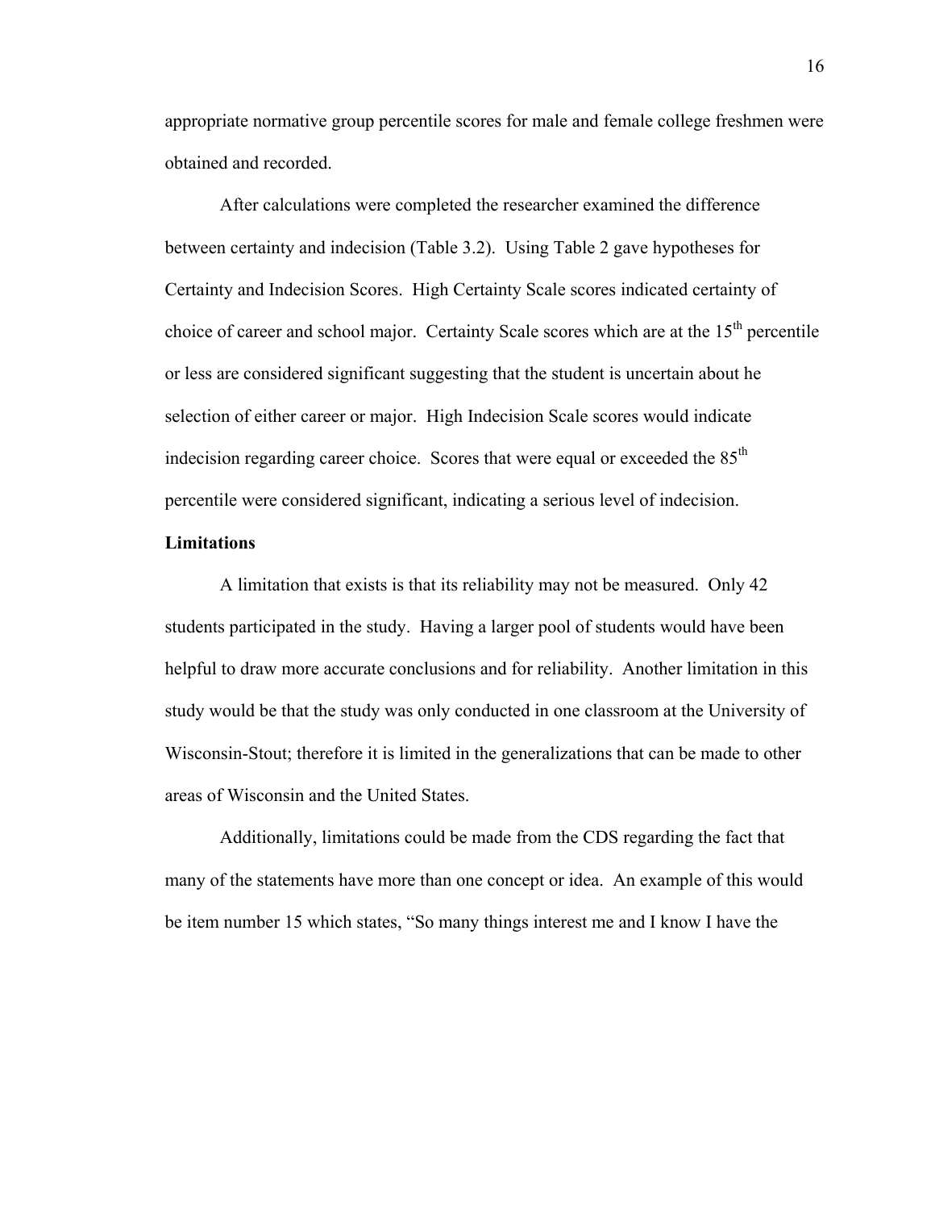appropriate normative group percentile scores for male and female college freshmen were obtained and recorded.

After calculations were completed the researcher examined the difference between certainty and indecision (Table 3.2). Using Table 2 gave hypotheses for Certainty and Indecision Scores. High Certainty Scale scores indicated certainty of choice of career and school major. Certainty Scale scores which are at the 15th percentile or less are considered significant suggesting that the student is uncertain about he selection of either career or major. High Indecision Scale scores would indicate indecision regarding career choice. Scores that were equal or exceeded the 85th percentile were considered significant, indicating a serious level of indecision.

**Limitations**

A limitation that exists is that its reliability may not be measured. Only 42 students participated in the study. Having a larger pool of students would have been helpful to draw more accurate conclusions and for reliability. Another limitation in this study would be that the study was only conducted in one classroom at the University of Wisconsin-Stout; therefore it is limited in the generalizations that can be made to other areas of Wisconsin and the United States.

Additionally, limitations could be made from the CDS regarding the fact that many of the statements have more than one concept or idea. An example of this would be item number 15 which states, "So many things interest me and I know I have the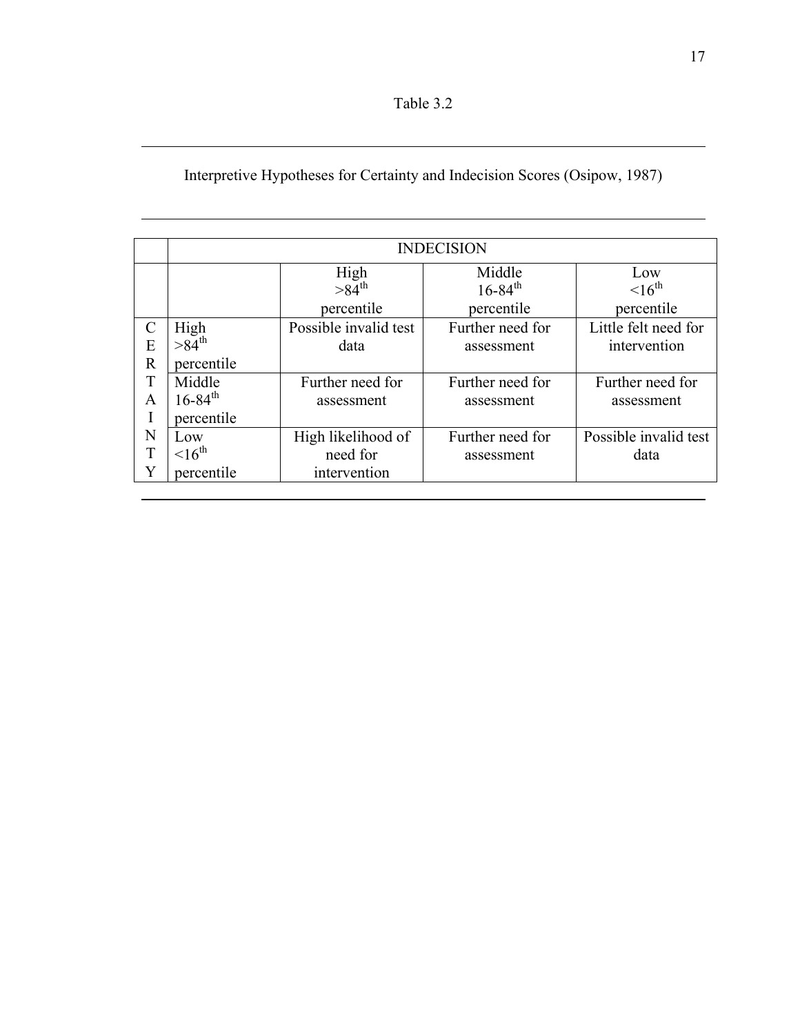Table 3.2

Interpretive Hypotheses for Certainty and Indecision Scores (Osipow, 1987)

| | | INDECISION | | |
|---|---|---|---|---|
| | | High $>84^{th}$ percentile | Middle $16\text{-}84^{th}$ percentile | Low $<16^{th}$ percentile |
| CERTAINTY | High $>84^{th}$ percentile | Possible invalid test data | Further need for assessment | Little felt need for intervention |
| | Middle $16\text{-}84^{th}$ percentile | Further need for assessment | Further need for assessment | Further need for assessment |
| | Low $<16^{th}$ percentile | High likelihood of need for intervention | Further need for assessment | Possible invalid test data |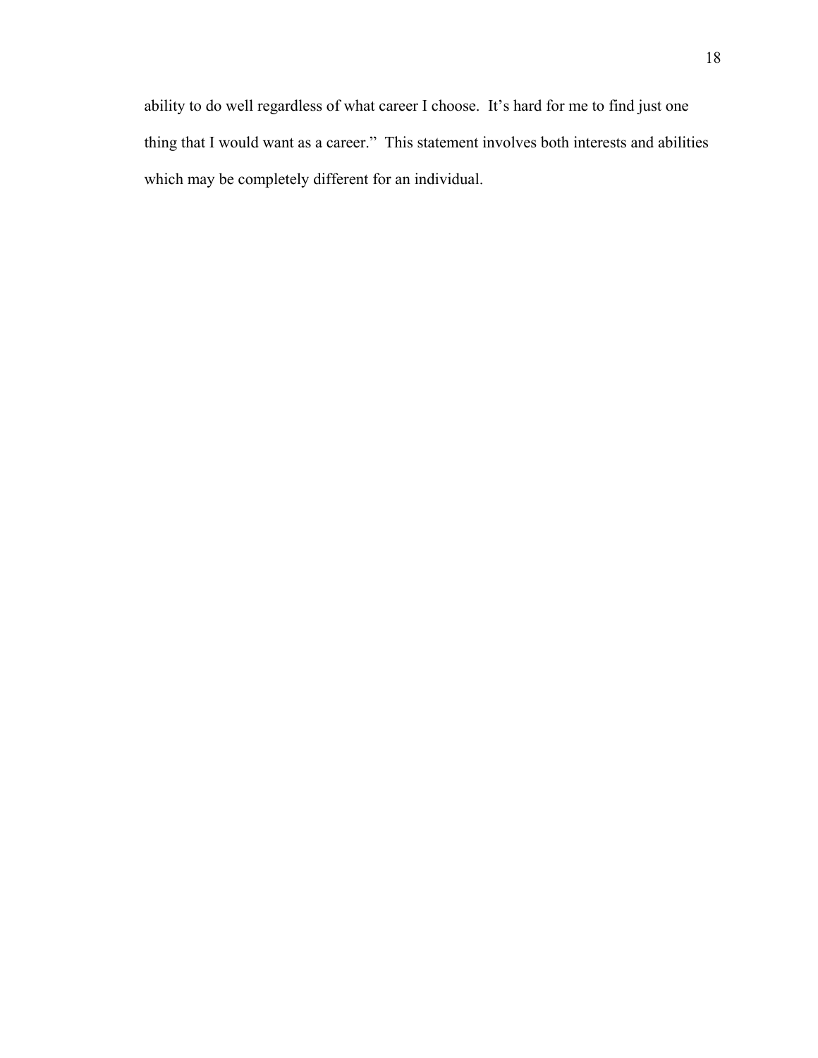ability to do well regardless of what career I choose. It's hard for me to find just one thing that I would want as a career." This statement involves both interests and abilities which may be completely different for an individual.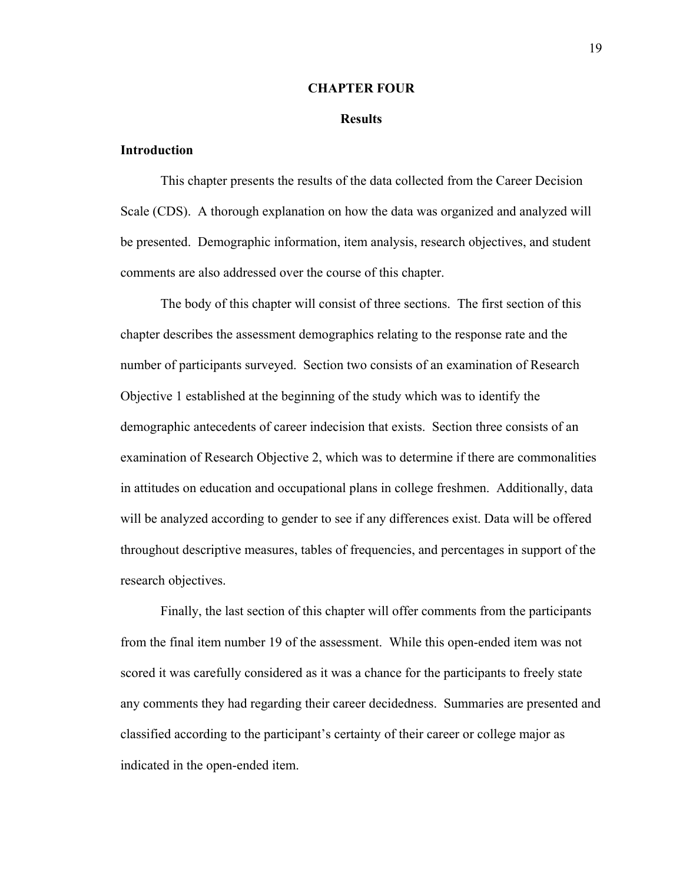# CHAPTER FOUR

## Results

### Introduction

This chapter presents the results of the data collected from the Career Decision Scale (CDS). A thorough explanation on how the data was organized and analyzed will be presented. Demographic information, item analysis, research objectives, and student comments are also addressed over the course of this chapter.

The body of this chapter will consist of three sections. The first section of this chapter describes the assessment demographics relating to the response rate and the number of participants surveyed. Section two consists of an examination of Research Objective 1 established at the beginning of the study which was to identify the demographic antecedents of career indecision that exists. Section three consists of an examination of Research Objective 2, which was to determine if there are commonalities in attitudes on education and occupational plans in college freshmen. Additionally, data will be analyzed according to gender to see if any differences exist. Data will be offered throughout descriptive measures, tables of frequencies, and percentages in support of the research objectives.

Finally, the last section of this chapter will offer comments from the participants from the final item number 19 of the assessment. While this open-ended item was not scored it was carefully considered as it was a chance for the participants to freely state any comments they had regarding their career decidedness. Summaries are presented and classified according to the participant's certainty of their career or college major as indicated in the open-ended item.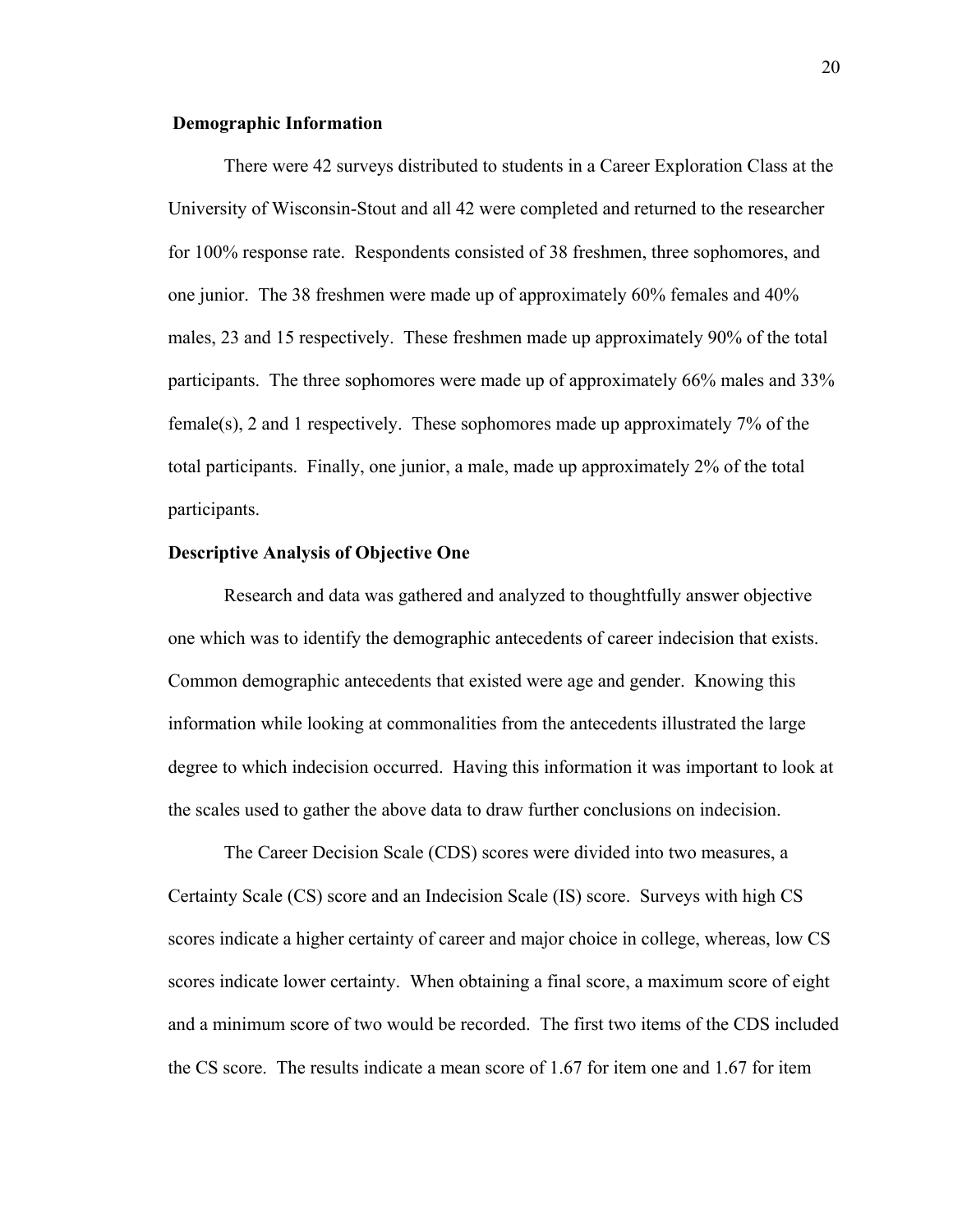## Demographic Information

There were 42 surveys distributed to students in a Career Exploration Class at the University of Wisconsin-Stout and all 42 were completed and returned to the researcher for 100% response rate. Respondents consisted of 38 freshmen, three sophomores, and one junior. The 38 freshmen were made up of approximately 60% females and 40% males, 23 and 15 respectively. These freshmen made up approximately 90% of the total participants. The three sophomores were made up of approximately 66% males and 33% female(s), 2 and 1 respectively. These sophomores made up approximately 7% of the total participants. Finally, one junior, a male, made up approximately 2% of the total participants.

## Descriptive Analysis of Objective One

Research and data was gathered and analyzed to thoughtfully answer objective one which was to identify the demographic antecedents of career indecision that exists. Common demographic antecedents that existed were age and gender. Knowing this information while looking at commonalities from the antecedents illustrated the large degree to which indecision occurred. Having this information it was important to look at the scales used to gather the above data to draw further conclusions on indecision.

The Career Decision Scale (CDS) scores were divided into two measures, a Certainty Scale (CS) score and an Indecision Scale (IS) score. Surveys with high CS scores indicate a higher certainty of career and major choice in college, whereas, low CS scores indicate lower certainty. When obtaining a final score, a maximum score of eight and a minimum score of two would be recorded. The first two items of the CDS included the CS score. The results indicate a mean score of 1.67 for item one and 1.67 for item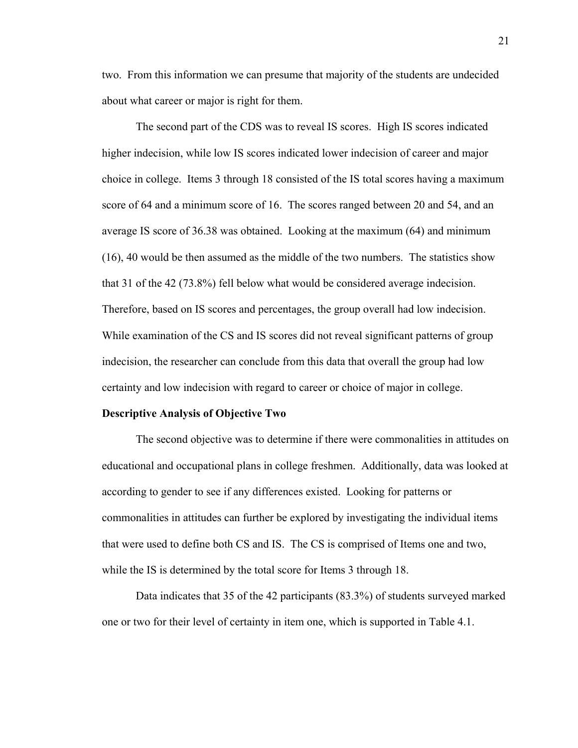two. From this information we can presume that majority of the students are undecided about what career or major is right for them.

The second part of the CDS was to reveal IS scores. High IS scores indicated higher indecision, while low IS scores indicated lower indecision of career and major choice in college. Items 3 through 18 consisted of the IS total scores having a maximum score of 64 and a minimum score of 16. The scores ranged between 20 and 54, and an average IS score of 36.38 was obtained. Looking at the maximum (64) and minimum (16), 40 would be then assumed as the middle of the two numbers. The statistics show that 31 of the 42 (73.8%) fell below what would be considered average indecision. Therefore, based on IS scores and percentages, the group overall had low indecision. While examination of the CS and IS scores did not reveal significant patterns of group indecision, the researcher can conclude from this data that overall the group had low certainty and low indecision with regard to career or choice of major in college.

**Descriptive Analysis of Objective Two**

The second objective was to determine if there were commonalities in attitudes on educational and occupational plans in college freshmen. Additionally, data was looked at according to gender to see if any differences existed. Looking for patterns or commonalities in attitudes can further be explored by investigating the individual items that were used to define both CS and IS. The CS is comprised of Items one and two, while the IS is determined by the total score for Items 3 through 18.

Data indicates that 35 of the 42 participants (83.3%) of students surveyed marked one or two for their level of certainty in item one, which is supported in Table 4.1.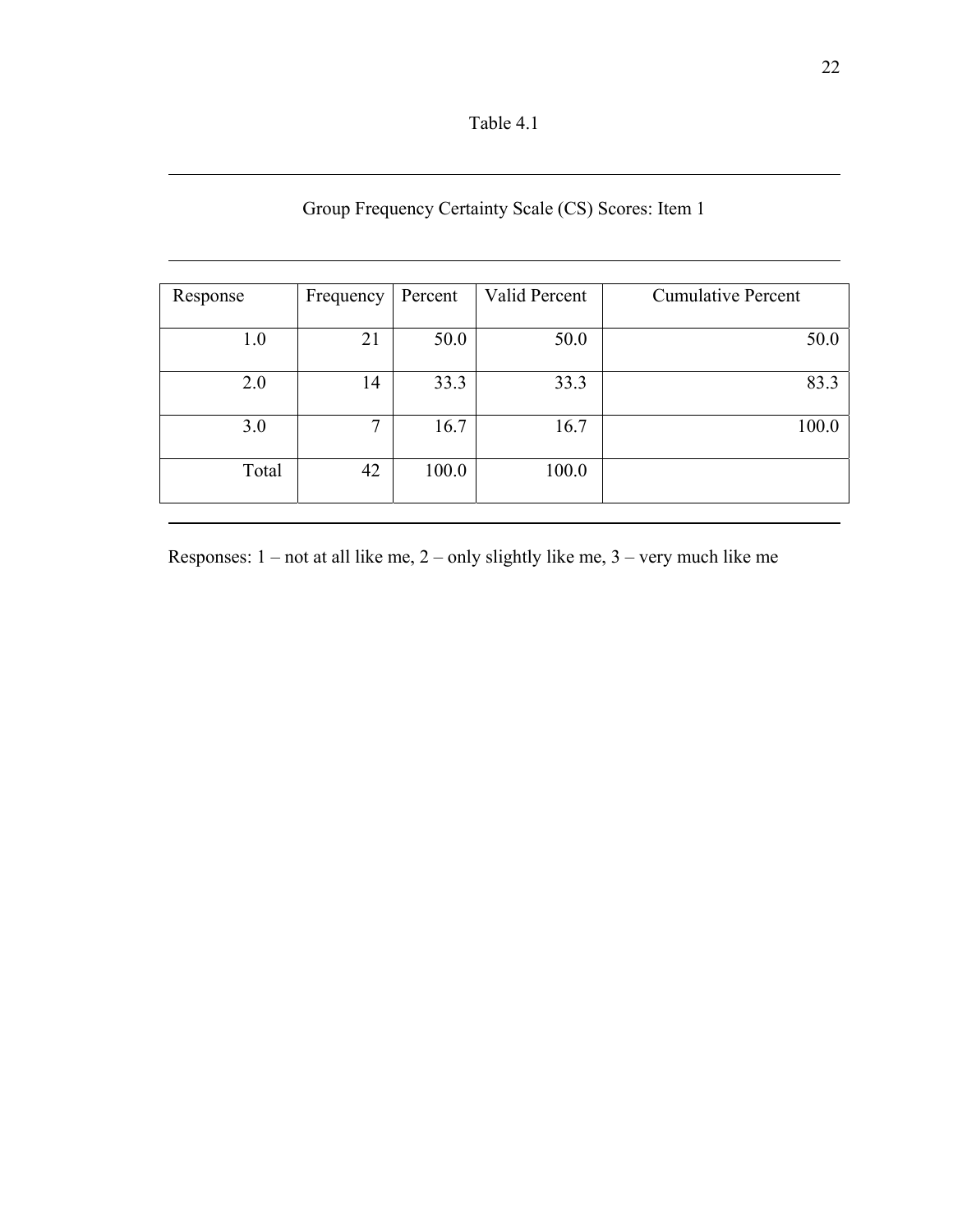Table 4.1

Group Frequency Certainty Scale (CS) Scores: Item 1

| Response | Frequency | Percent | Valid Percent | Cumulative Percent |
|---|---|---|---|---|
| 1.0 | 21 | 50.0 | 50.0 | 50.0 |
| 2.0 | 14 | 33.3 | 33.3 | 83.3 |
| 3.0 | 7 | 16.7 | 16.7 | 100.0 |
| Total | 42 | 100.0 | 100.0 | |

Responses: 1 – not at all like me, 2 – only slightly like me, 3 – very much like me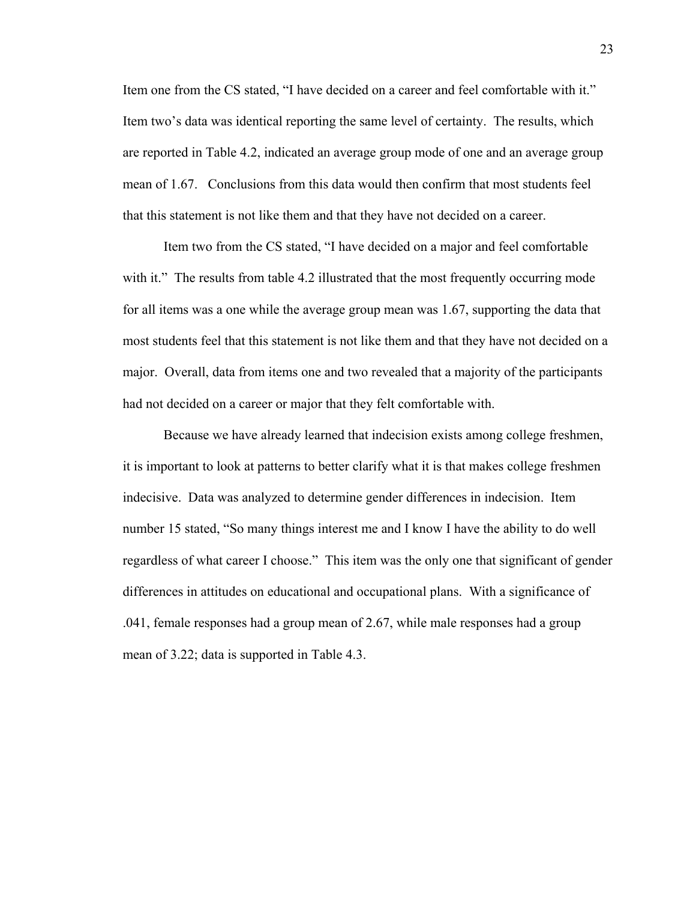Item one from the CS stated, “I have decided on a career and feel comfortable with it.” Item two’s data was identical reporting the same level of certainty. The results, which are reported in Table 4.2, indicated an average group mode of one and an average group mean of 1.67. Conclusions from this data would then confirm that most students feel that this statement is not like them and that they have not decided on a career.

Item two from the CS stated, “I have decided on a major and feel comfortable with it.” The results from table 4.2 illustrated that the most frequently occurring mode for all items was a one while the average group mean was 1.67, supporting the data that most students feel that this statement is not like them and that they have not decided on a major. Overall, data from items one and two revealed that a majority of the participants had not decided on a career or major that they felt comfortable with.

Because we have already learned that indecision exists among college freshmen, it is important to look at patterns to better clarify what it is that makes college freshmen indecisive. Data was analyzed to determine gender differences in indecision. Item number 15 stated, “So many things interest me and I know I have the ability to do well regardless of what career I choose.” This item was the only one that significant of gender differences in attitudes on educational and occupational plans. With a significance of .041, female responses had a group mean of 2.67, while male responses had a group mean of 3.22; data is supported in Table 4.3.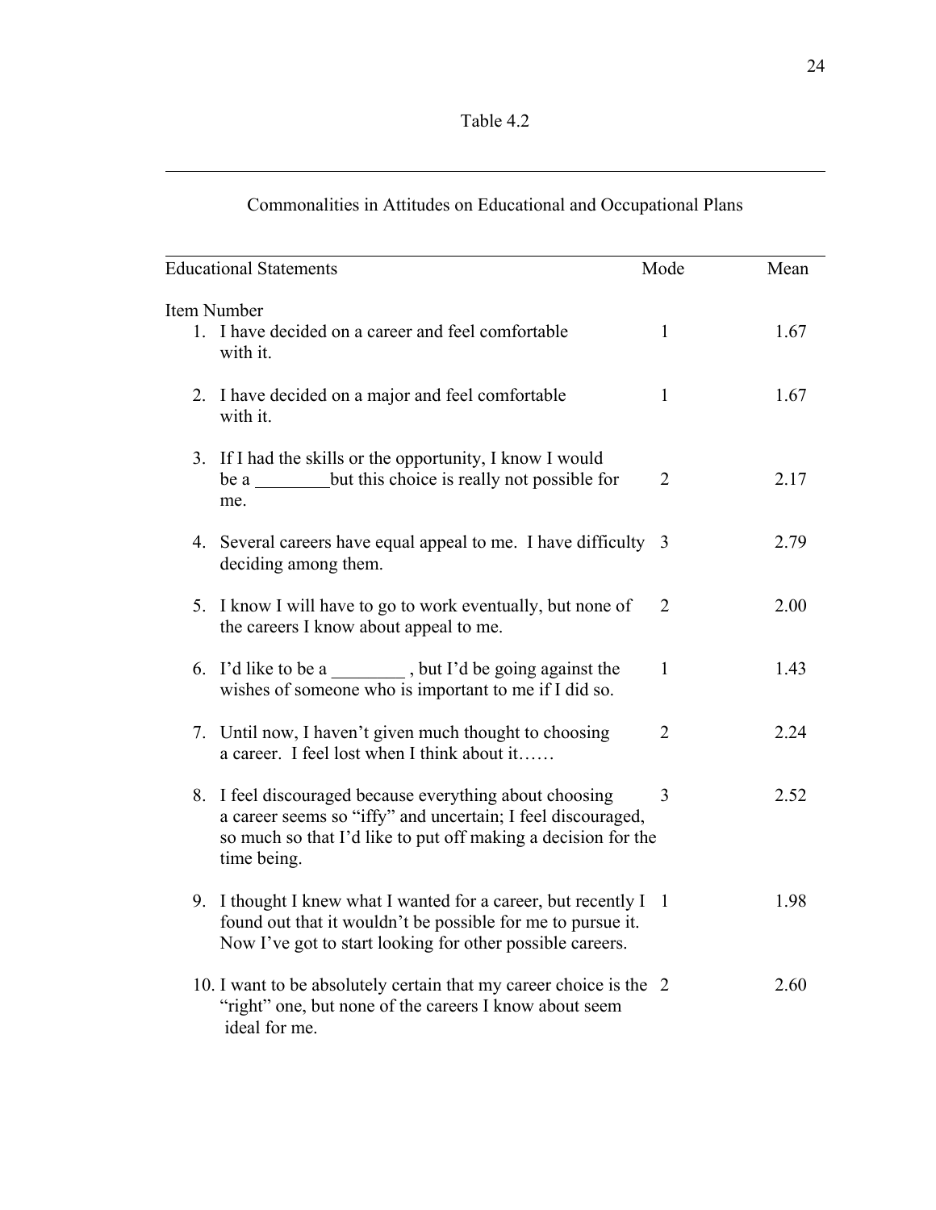Table 4.2

Commonalities in Attitudes on Educational and Occupational Plans

| Educational Statements | Mode | Mean |
|---|---|---|
| Item Number | | |
| 1. I have decided on a career and feel comfortable with it. | 1 | 1.67 |
| 2. I have decided on a major and feel comfortable with it. | 1 | 1.67 |
| 3. If I had the skills or the opportunity, I know I would be a ________but this choice is really not possible for me. | 2 | 2.17 |
| 4. Several careers have equal appeal to me. I have difficulty deciding among them. | 3 | 2.79 |
| 5. I know I will have to go to work eventually, but none of the careers I know about appeal to me. | 2 | 2.00 |
| 6. I'd like to be a ________ , but I'd be going against the wishes of someone who is important to me if I did so. | 1 | 1.43 |
| 7. Until now, I haven't given much thought to choosing a career. I feel lost when I think about it…… | 2 | 2.24 |
| 8. I feel discouraged because everything about choosing a career seems so "iffy" and uncertain; I feel discouraged, so much so that I'd like to put off making a decision for the time being. | 3 | 2.52 |
| 9. I thought I knew what I wanted for a career, but recently I found out that it wouldn't be possible for me to pursue it. Now I've got to start looking for other possible careers. | 1 | 1.98 |
| 10. I want to be absolutely certain that my career choice is the "right" one, but none of the careers I know about seem ideal for me. | 2 | 2.60 |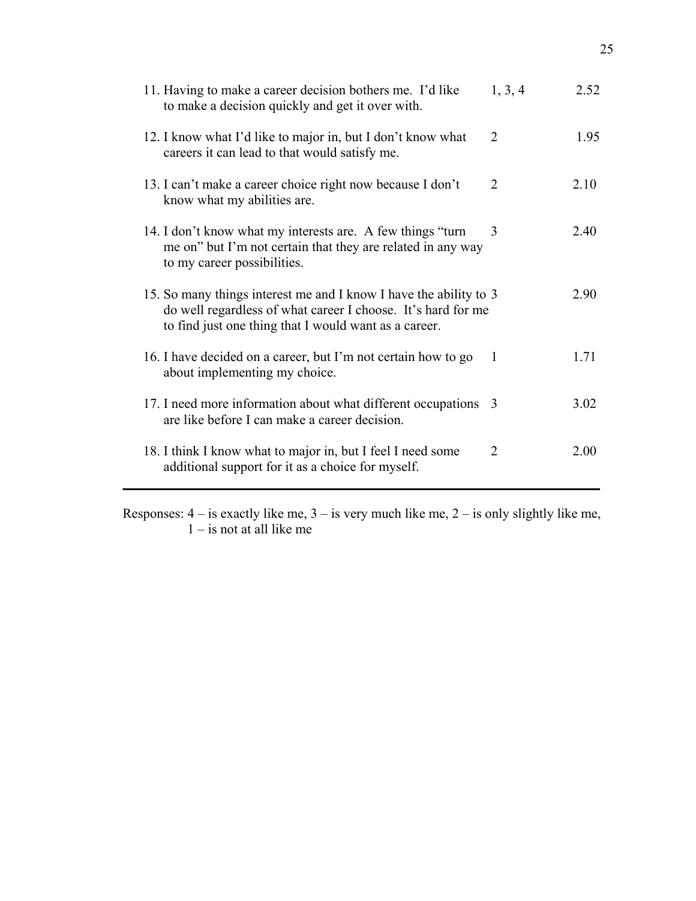| | | |
|---|---|---|
| 11. Having to make a career decision bothers me. I'd like to make a decision quickly and get it over with. | 1, 3, 4 | 2.52 |
| 12. I know what I'd like to major in, but I don't know what careers it can lead to that would satisfy me. | 2 | 1.95 |
| 13. I can't make a career choice right now because I don't know what my abilities are. | 2 | 2.10 |
| 14. I don't know what my interests are. A few things "turn me on" but I'm not certain that they are related in any way to my career possibilities. | 3 | 2.40 |
| 15. So many things interest me and I know I have the ability to do well regardless of what career I choose. It's hard for me to find just one thing that I would want as a career. | 3 | 2.90 |
| 16. I have decided on a career, but I'm not certain how to go about implementing my choice. | 1 | 1.71 |
| 17. I need more information about what different occupations are like before I can make a career decision. | 3 | 3.02 |
| 18. I think I know what to major in, but I feel I need some additional support for it as a choice for myself. | 2 | 2.00 |

Responses: 4 – is exactly like me, 3 – is very much like me, 2 – is only slightly like me, 1 – is not at all like me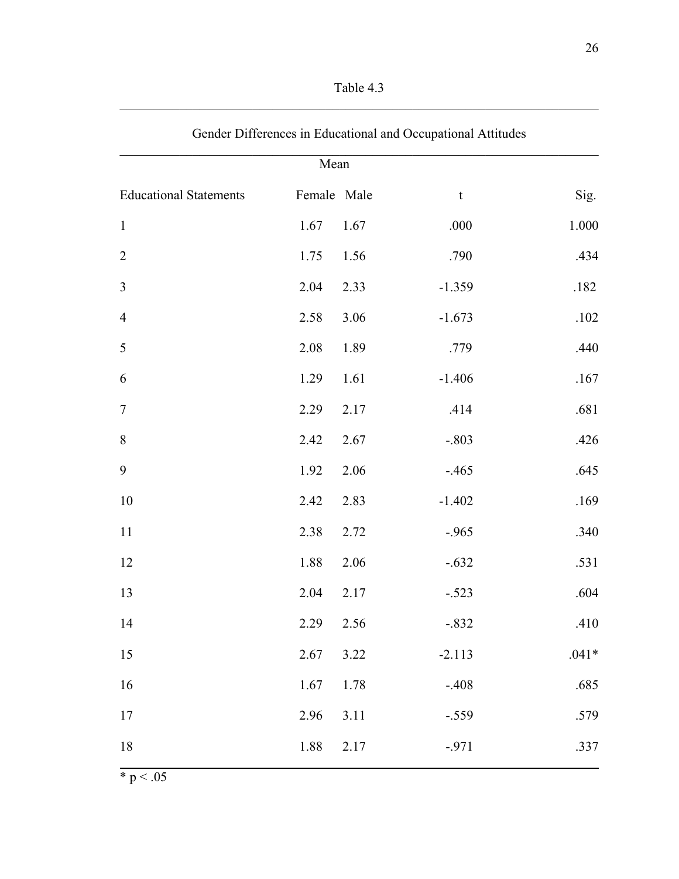Table 4.3

Gender Differences in Educational and Occupational Attitudes

| Educational Statements | Mean Female | Male | t | Sig. |
|---|---|---|---|---|
| 1 | 1.67 | 1.67 | .000 | 1.000 |
| 2 | 1.75 | 1.56 | .790 | .434 |
| 3 | 2.04 | 2.33 | -1.359 | .182 |
| 4 | 2.58 | 3.06 | -1.673 | .102 |
| 5 | 2.08 | 1.89 | .779 | .440 |
| 6 | 1.29 | 1.61 | -1.406 | .167 |
| 7 | 2.29 | 2.17 | .414 | .681 |
| 8 | 2.42 | 2.67 | -.803 | .426 |
| 9 | 1.92 | 2.06 | -.465 | .645 |
| 10 | 2.42 | 2.83 | -1.402 | .169 |
| 11 | 2.38 | 2.72 | -.965 | .340 |
| 12 | 1.88 | 2.06 | -.632 | .531 |
| 13 | 2.04 | 2.17 | -.523 | .604 |
| 14 | 2.29 | 2.56 | -.832 | .410 |
| 15 | 2.67 | 3.22 | -2.113 | .041* |
| 16 | 1.67 | 1.78 | -.408 | .685 |
| 17 | 2.96 | 3.11 | -.559 | .579 |
| 18 | 1.88 | 2.17 | -.971 | .337 |

* $p < .05$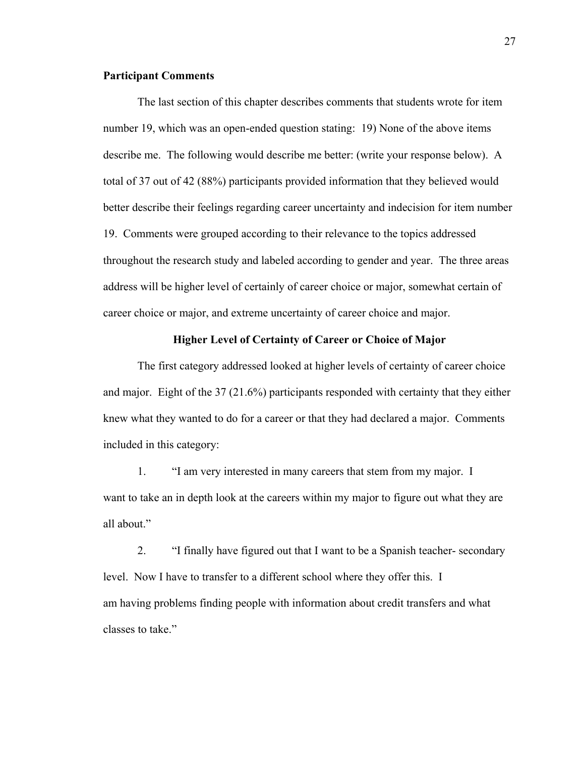**Participant Comments**

The last section of this chapter describes comments that students wrote for item number 19, which was an open-ended question stating: 19) None of the above items describe me. The following would describe me better: (write your response below). A total of 37 out of 42 (88%) participants provided information that they believed would better describe their feelings regarding career uncertainty and indecision for item number 19. Comments were grouped according to their relevance to the topics addressed throughout the research study and labeled according to gender and year. The three areas address will be higher level of certainly of career choice or major, somewhat certain of career choice or major, and extreme uncertainty of career choice and major.

**Higher Level of Certainty of Career or Choice of Major**

The first category addressed looked at higher levels of certainty of career choice and major. Eight of the 37 (21.6%) participants responded with certainty that they either knew what they wanted to do for a career or that they had declared a major. Comments included in this category:

1. "I am very interested in many careers that stem from my major. I want to take an in depth look at the careers within my major to figure out what they are all about."

2. "I finally have figured out that I want to be a Spanish teacher- secondary level. Now I have to transfer to a different school where they offer this. I am having problems finding people with information about credit transfers and what classes to take."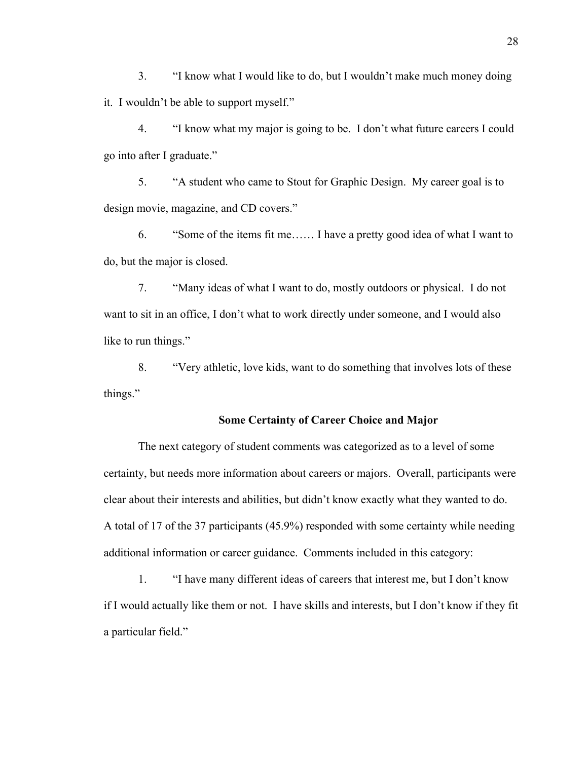3. "I know what I would like to do, but I wouldn't make much money doing it. I wouldn't be able to support myself."

4. "I know what my major is going to be. I don't what future careers I could go into after I graduate."

5. "A student who came to Stout for Graphic Design. My career goal is to design movie, magazine, and CD covers."

6. "Some of the items fit me…… I have a pretty good idea of what I want to do, but the major is closed.

7. "Many ideas of what I want to do, mostly outdoors or physical. I do not want to sit in an office, I don't what to work directly under someone, and I would also like to run things."

8. "Very athletic, love kids, want to do something that involves lots of these things."

### Some Certainty of Career Choice and Major

The next category of student comments was categorized as to a level of some certainty, but needs more information about careers or majors. Overall, participants were clear about their interests and abilities, but didn't know exactly what they wanted to do. A total of 17 of the 37 participants (45.9%) responded with some certainty while needing additional information or career guidance. Comments included in this category:

1. "I have many different ideas of careers that interest me, but I don't know if I would actually like them or not. I have skills and interests, but I don't know if they fit a particular field."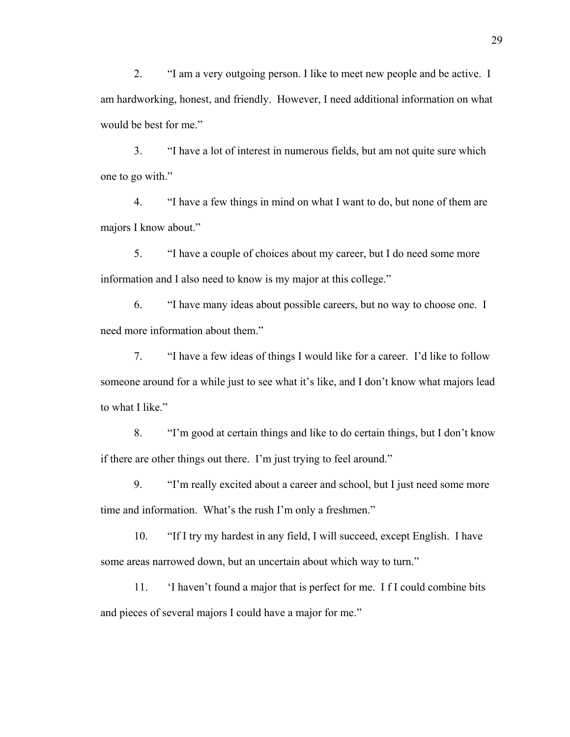2. “I am a very outgoing person. I like to meet new people and be active. I am hardworking, honest, and friendly. However, I need additional information on what would be best for me.”

3. “I have a lot of interest in numerous fields, but am not quite sure which one to go with.”

4. “I have a few things in mind on what I want to do, but none of them are majors I know about.”

5. “I have a couple of choices about my career, but I do need some more information and I also need to know is my major at this college.”

6. “I have many ideas about possible careers, but no way to choose one. I need more information about them.”

7. “I have a few ideas of things I would like for a career. I’d like to follow someone around for a while just to see what it’s like, and I don’t know what majors lead to what I like.”

8. “I’m good at certain things and like to do certain things, but I don’t know if there are other things out there. I’m just trying to feel around.”

9. “I’m really excited about a career and school, but I just need some more time and information. What’s the rush I’m only a freshmen.”

10. “If I try my hardest in any field, I will succeed, except English. I have some areas narrowed down, but an uncertain about which way to turn.”

11. ‘I haven’t found a major that is perfect for me. I f I could combine bits and pieces of several majors I could have a major for me.”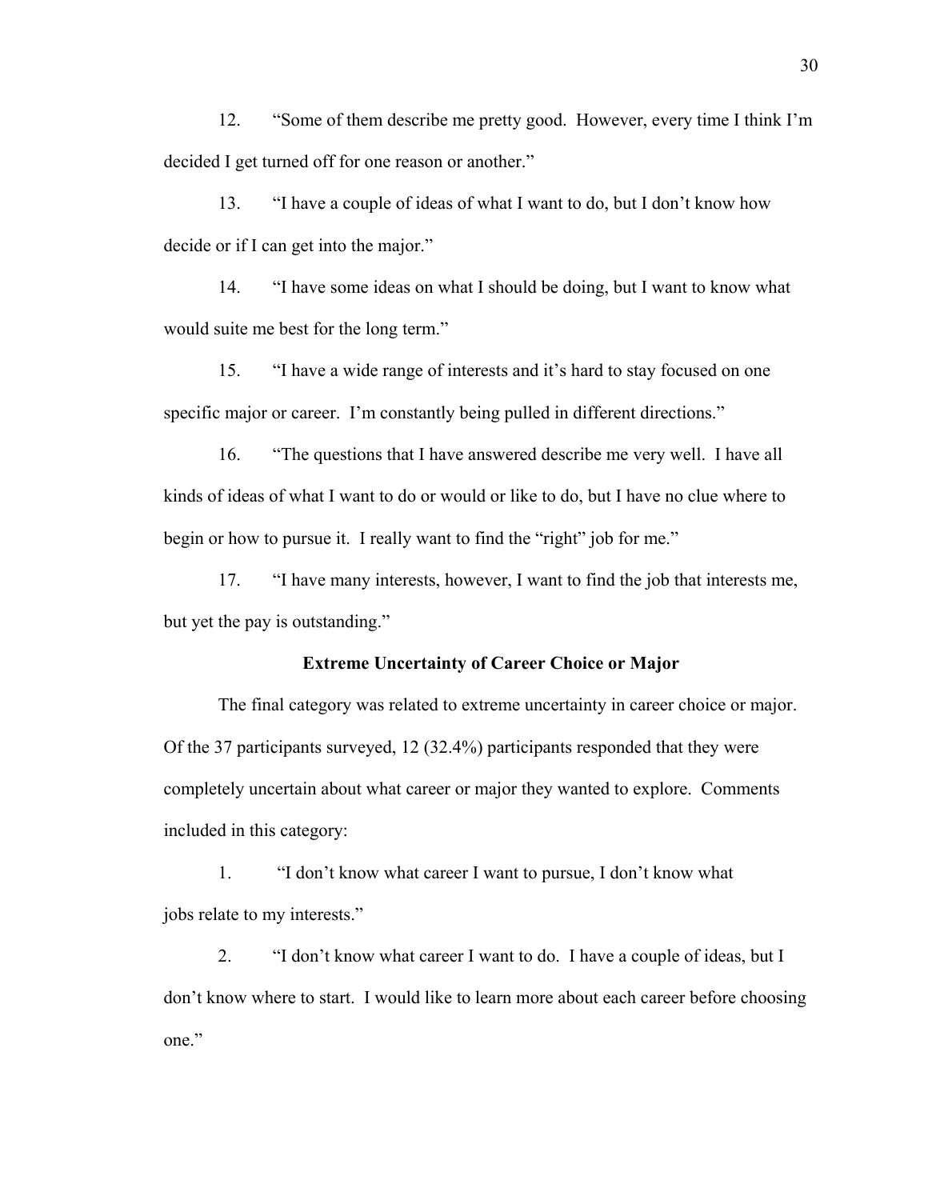12. "Some of them describe me pretty good. However, every time I think I'm decided I get turned off for one reason or another."

13. "I have a couple of ideas of what I want to do, but I don't know how decide or if I can get into the major."

14. "I have some ideas on what I should be doing, but I want to know what would suite me best for the long term."

15. "I have a wide range of interests and it's hard to stay focused on one specific major or career. I'm constantly being pulled in different directions."

16. "The questions that I have answered describe me very well. I have all kinds of ideas of what I want to do or would or like to do, but I have no clue where to begin or how to pursue it. I really want to find the "right" job for me."

17. "I have many interests, however, I want to find the job that interests me, but yet the pay is outstanding."

**Extreme Uncertainty of Career Choice or Major**

The final category was related to extreme uncertainty in career choice or major. Of the 37 participants surveyed, 12 (32.4%) participants responded that they were completely uncertain about what career or major they wanted to explore. Comments included in this category:

1. "I don't know what career I want to pursue, I don't know what jobs relate to my interests."

2. "I don't know what career I want to do. I have a couple of ideas, but I don't know where to start. I would like to learn more about each career before choosing one."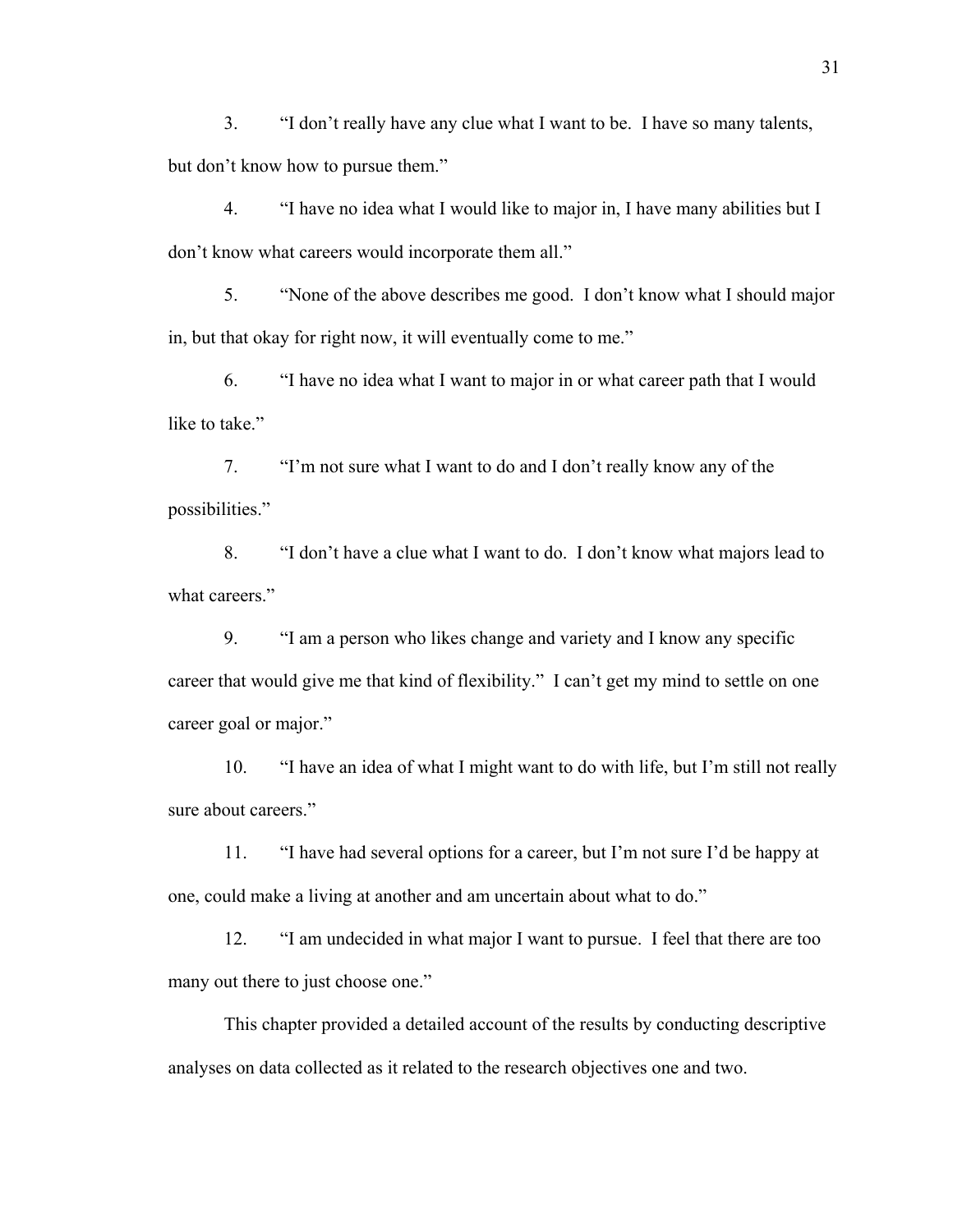3. “I don’t really have any clue what I want to be. I have so many talents, but don’t know how to pursue them.”

4. “I have no idea what I would like to major in, I have many abilities but I don’t know what careers would incorporate them all.”

5. “None of the above describes me good. I don’t know what I should major in, but that okay for right now, it will eventually come to me.”

6. “I have no idea what I want to major in or what career path that I would like to take.”

7. “I’m not sure what I want to do and I don’t really know any of the possibilities.”

8. “I don’t have a clue what I want to do. I don’t know what majors lead to what careers.”

9. “I am a person who likes change and variety and I know any specific career that would give me that kind of flexibility.” I can’t get my mind to settle on one career goal or major.”

10. “I have an idea of what I might want to do with life, but I’m still not really sure about careers.”

11. “I have had several options for a career, but I’m not sure I’d be happy at one, could make a living at another and am uncertain about what to do.”

12. “I am undecided in what major I want to pursue. I feel that there are too many out there to just choose one.”

This chapter provided a detailed account of the results by conducting descriptive analyses on data collected as it related to the research objectives one and two.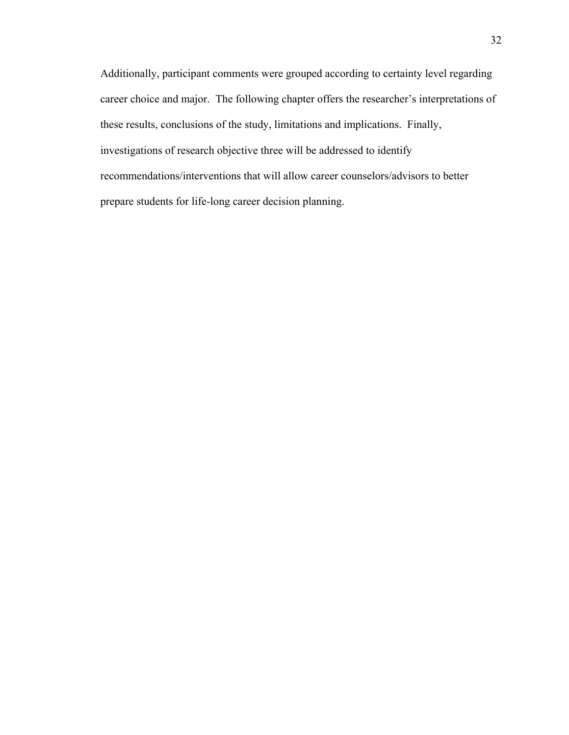Additionally, participant comments were grouped according to certainty level regarding career choice and major. The following chapter offers the researcher's interpretations of these results, conclusions of the study, limitations and implications. Finally, investigations of research objective three will be addressed to identify recommendations/interventions that will allow career counselors/advisors to better prepare students for life-long career decision planning.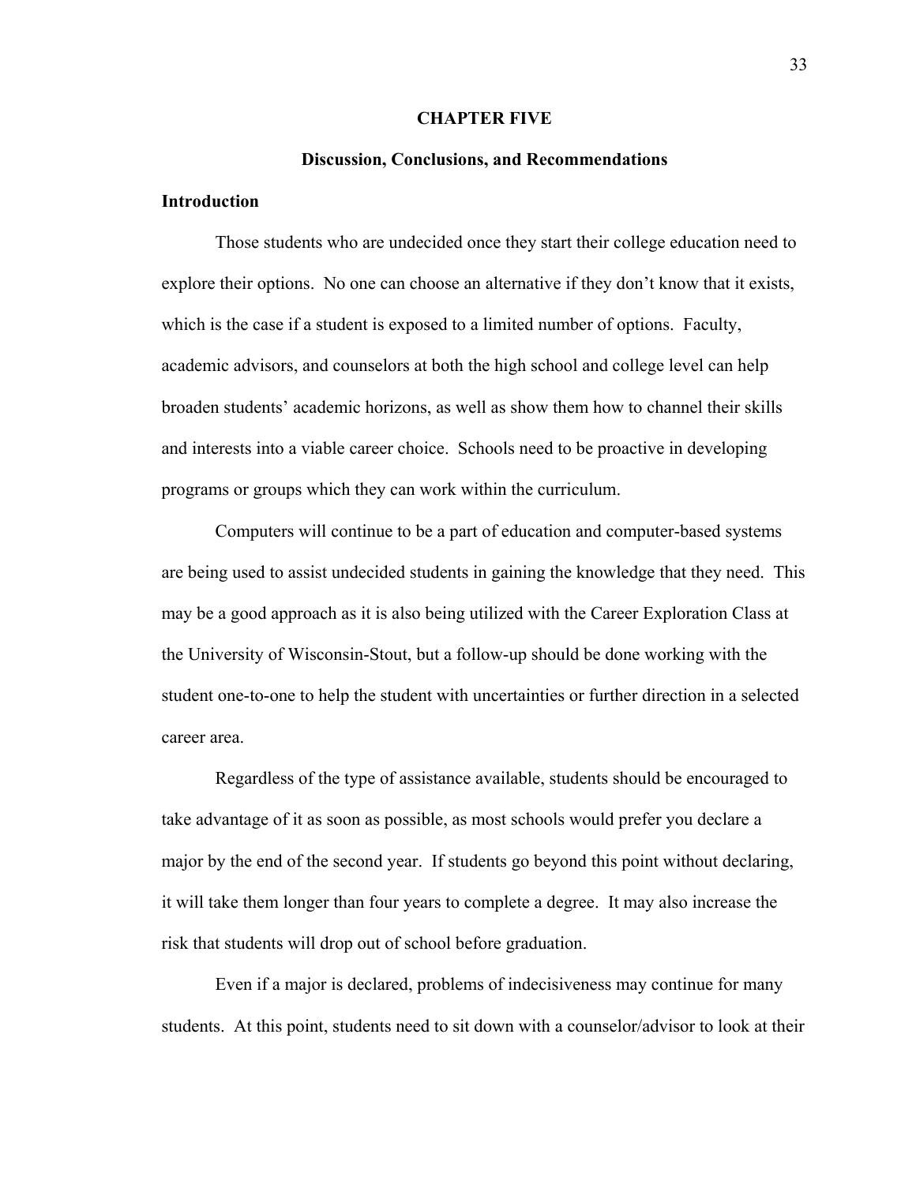# CHAPTER FIVE

## Discussion, Conclusions, and Recommendations

### Introduction

Those students who are undecided once they start their college education need to explore their options. No one can choose an alternative if they don't know that it exists, which is the case if a student is exposed to a limited number of options. Faculty, academic advisors, and counselors at both the high school and college level can help broaden students' academic horizons, as well as show them how to channel their skills and interests into a viable career choice. Schools need to be proactive in developing programs or groups which they can work within the curriculum.

Computers will continue to be a part of education and computer-based systems are being used to assist undecided students in gaining the knowledge that they need. This may be a good approach as it is also being utilized with the Career Exploration Class at the University of Wisconsin-Stout, but a follow-up should be done working with the student one-to-one to help the student with uncertainties or further direction in a selected career area.

Regardless of the type of assistance available, students should be encouraged to take advantage of it as soon as possible, as most schools would prefer you declare a major by the end of the second year. If students go beyond this point without declaring, it will take them longer than four years to complete a degree. It may also increase the risk that students will drop out of school before graduation.

Even if a major is declared, problems of indecisiveness may continue for many students. At this point, students need to sit down with a counselor/advisor to look at their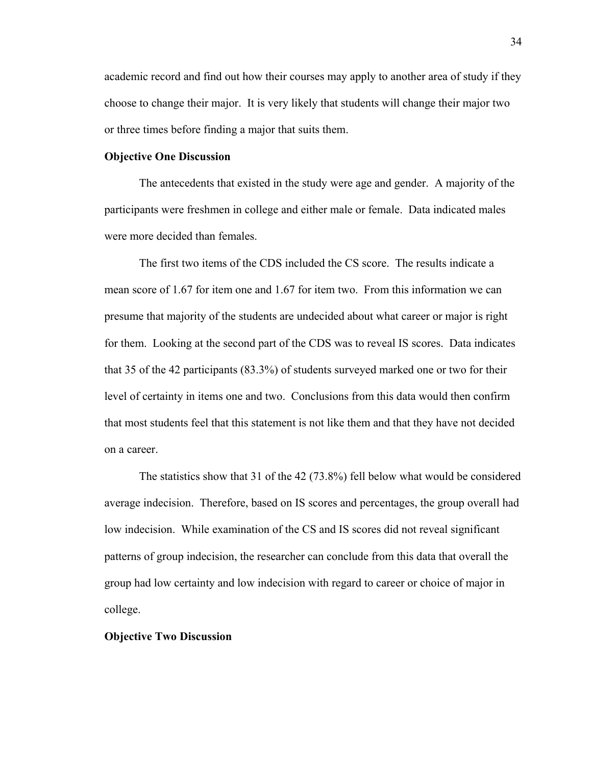academic record and find out how their courses may apply to another area of study if they choose to change their major. It is very likely that students will change their major two or three times before finding a major that suits them.

**Objective One Discussion**

The antecedents that existed in the study were age and gender. A majority of the participants were freshmen in college and either male or female. Data indicated males were more decided than females.

The first two items of the CDS included the CS score. The results indicate a mean score of 1.67 for item one and 1.67 for item two. From this information we can presume that majority of the students are undecided about what career or major is right for them. Looking at the second part of the CDS was to reveal IS scores. Data indicates that 35 of the 42 participants (83.3%) of students surveyed marked one or two for their level of certainty in items one and two. Conclusions from this data would then confirm that most students feel that this statement is not like them and that they have not decided on a career.

The statistics show that 31 of the 42 (73.8%) fell below what would be considered average indecision. Therefore, based on IS scores and percentages, the group overall had low indecision. While examination of the CS and IS scores did not reveal significant patterns of group indecision, the researcher can conclude from this data that overall the group had low certainty and low indecision with regard to career or choice of major in college.

**Objective Two Discussion**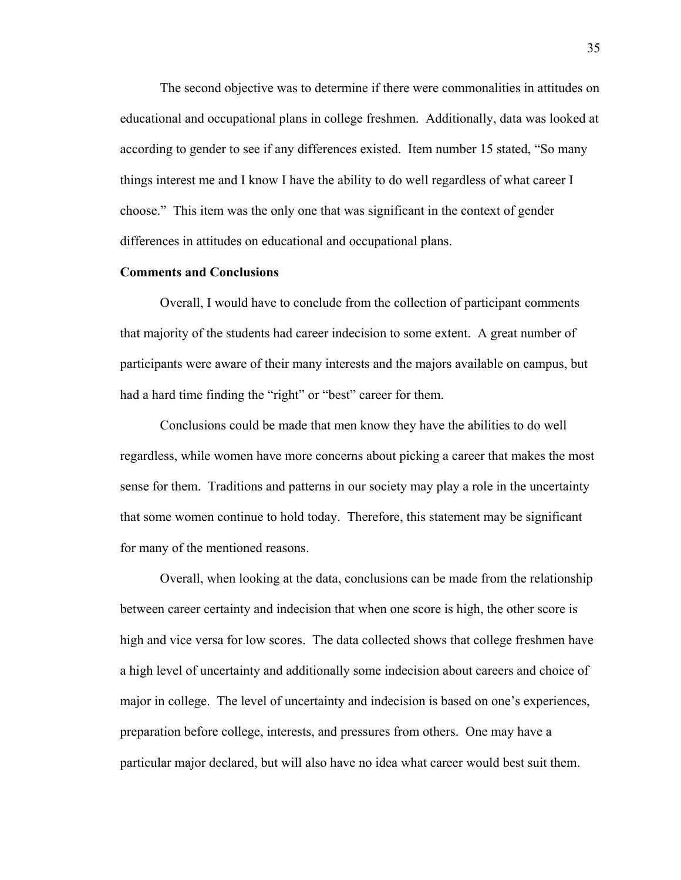The second objective was to determine if there were commonalities in attitudes on educational and occupational plans in college freshmen. Additionally, data was looked at according to gender to see if any differences existed. Item number 15 stated, "So many things interest me and I know I have the ability to do well regardless of what career I choose." This item was the only one that was significant in the context of gender differences in attitudes on educational and occupational plans.

**Comments and Conclusions**

Overall, I would have to conclude from the collection of participant comments that majority of the students had career indecision to some extent. A great number of participants were aware of their many interests and the majors available on campus, but had a hard time finding the "right" or "best" career for them.

Conclusions could be made that men know they have the abilities to do well regardless, while women have more concerns about picking a career that makes the most sense for them. Traditions and patterns in our society may play a role in the uncertainty that some women continue to hold today. Therefore, this statement may be significant for many of the mentioned reasons.

Overall, when looking at the data, conclusions can be made from the relationship between career certainty and indecision that when one score is high, the other score is high and vice versa for low scores. The data collected shows that college freshmen have a high level of uncertainty and additionally some indecision about careers and choice of major in college. The level of uncertainty and indecision is based on one's experiences, preparation before college, interests, and pressures from others. One may have a particular major declared, but will also have no idea what career would best suit them.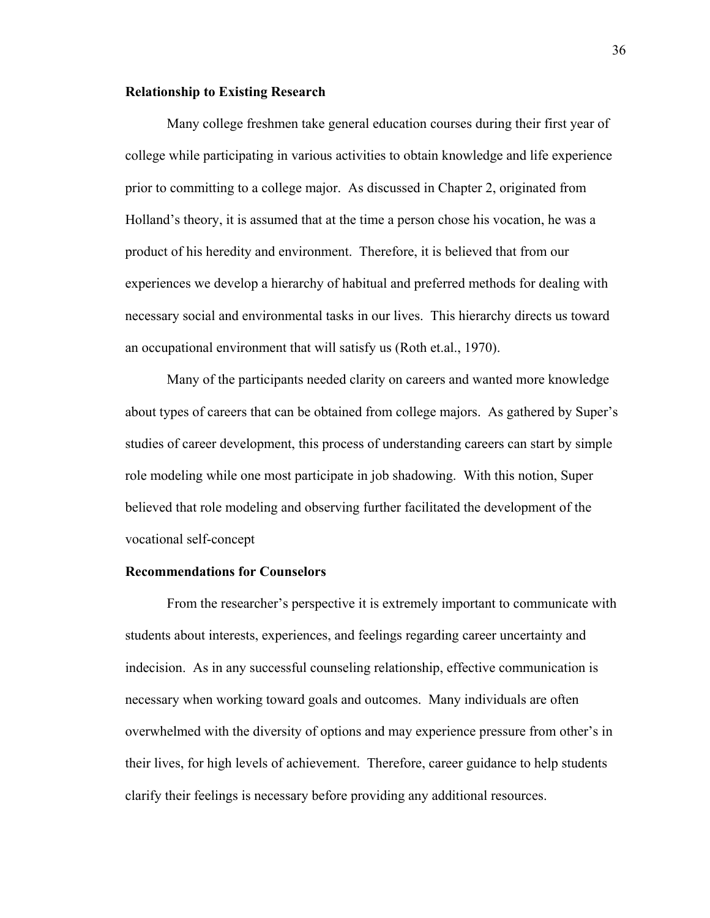**Relationship to Existing Research**

Many college freshmen take general education courses during their first year of college while participating in various activities to obtain knowledge and life experience prior to committing to a college major. As discussed in Chapter 2, originated from Holland's theory, it is assumed that at the time a person chose his vocation, he was a product of his heredity and environment. Therefore, it is believed that from our experiences we develop a hierarchy of habitual and preferred methods for dealing with necessary social and environmental tasks in our lives. This hierarchy directs us toward an occupational environment that will satisfy us (Roth et.al., 1970).

Many of the participants needed clarity on careers and wanted more knowledge about types of careers that can be obtained from college majors. As gathered by Super's studies of career development, this process of understanding careers can start by simple role modeling while one most participate in job shadowing. With this notion, Super believed that role modeling and observing further facilitated the development of the vocational self-concept

**Recommendations for Counselors**

From the researcher's perspective it is extremely important to communicate with students about interests, experiences, and feelings regarding career uncertainty and indecision. As in any successful counseling relationship, effective communication is necessary when working toward goals and outcomes. Many individuals are often overwhelmed with the diversity of options and may experience pressure from other's in their lives, for high levels of achievement. Therefore, career guidance to help students clarify their feelings is necessary before providing any additional resources.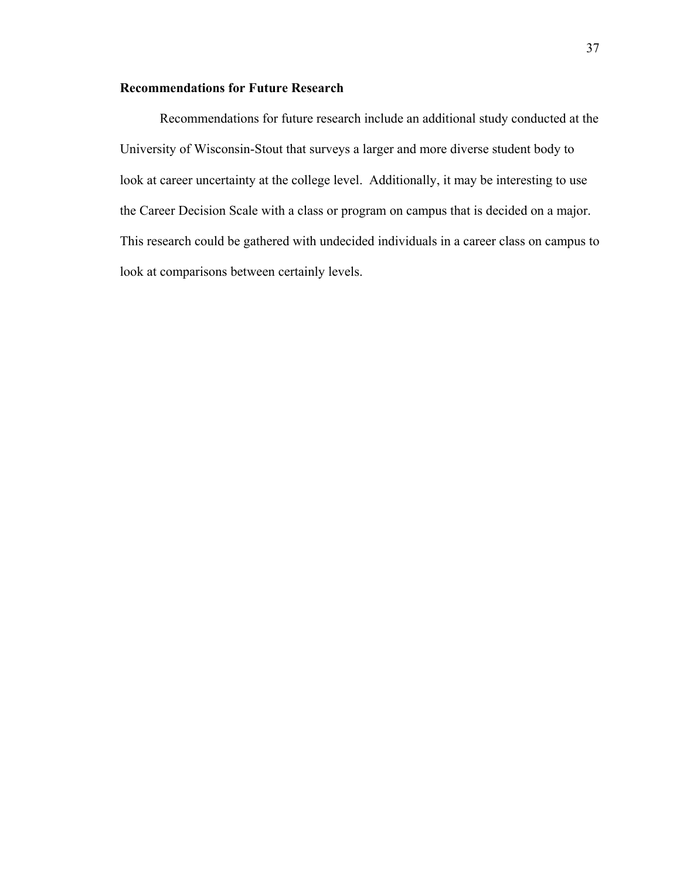## Recommendations for Future Research

Recommendations for future research include an additional study conducted at the University of Wisconsin-Stout that surveys a larger and more diverse student body to look at career uncertainty at the college level. Additionally, it may be interesting to use the Career Decision Scale with a class or program on campus that is decided on a major. This research could be gathered with undecided individuals in a career class on campus to look at comparisons between certainly levels.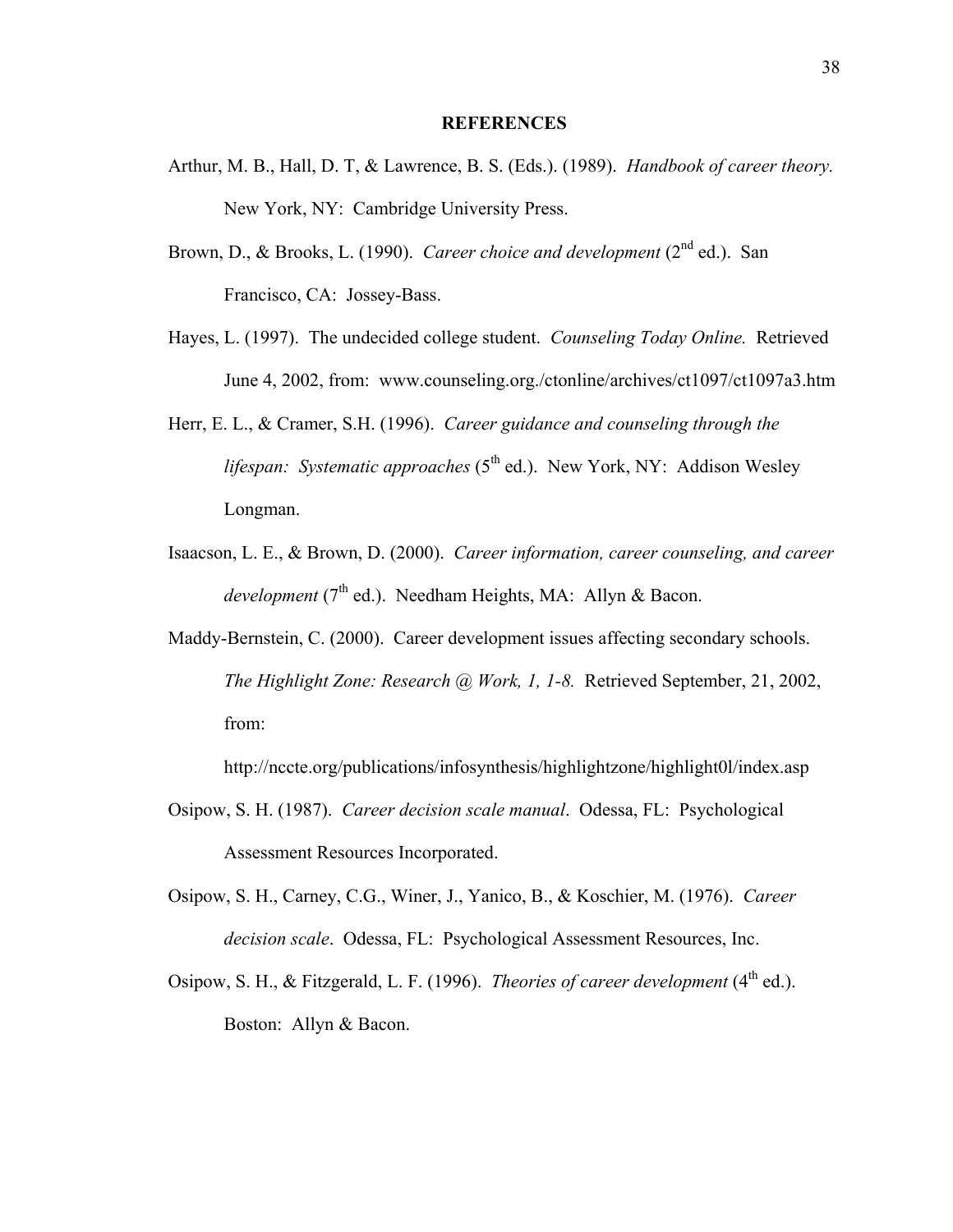# REFERENCES

Arthur, M. B., Hall, D. T, & Lawrence, B. S. (Eds.). (1989). *Handbook of career theory.* New York, NY: Cambridge University Press.

Brown, D., & Brooks, L. (1990). *Career choice and development* (2nd ed.). San Francisco, CA: Jossey-Bass.

Hayes, L. (1997). The undecided college student. *Counseling Today Online.* Retrieved June 4, 2002, from: www.counseling.org./ctonline/archives/ct1097/ct1097a3.htm

Herr, E. L., & Cramer, S.H. (1996). *Career guidance and counseling through the lifespan: Systematic approaches* (5th ed.). New York, NY: Addison Wesley Longman.

Isaacson, L. E., & Brown, D. (2000). *Career information, career counseling, and career development* (7th ed.). Needham Heights, MA: Allyn & Bacon.

Maddy-Bernstein, C. (2000). Career development issues affecting secondary schools. *The Highlight Zone: Research @ Work, 1, 1-8.* Retrieved September, 21, 2002, from: http://nccte.org/publications/infosynthesis/highlightzone/highlight0l/index.asp

Osipow, S. H. (1987). *Career decision scale manual*. Odessa, FL: Psychological Assessment Resources Incorporated.

Osipow, S. H., Carney, C.G., Winer, J., Yanico, B., & Koschier, M. (1976). *Career decision scale*. Odessa, FL: Psychological Assessment Resources, Inc.

Osipow, S. H., & Fitzgerald, L. F. (1996). *Theories of career development* (4th ed.). Boston: Allyn & Bacon.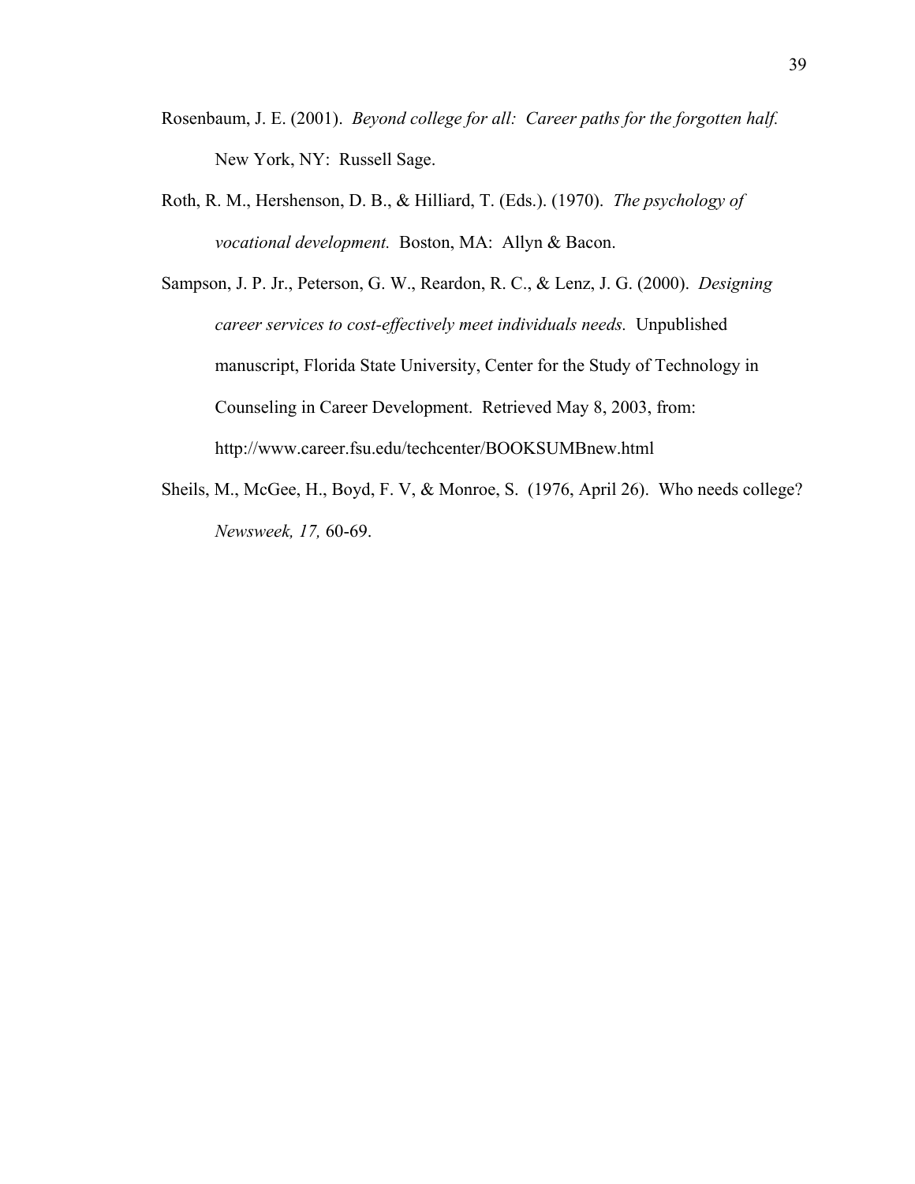Rosenbaum, J. E. (2001). *Beyond college for all: Career paths for the forgotten half.* New York, NY: Russell Sage.

Roth, R. M., Hershenson, D. B., & Hilliard, T. (Eds.). (1970). *The psychology of vocational development.* Boston, MA: Allyn & Bacon.

Sampson, J. P. Jr., Peterson, G. W., Reardon, R. C., & Lenz, J. G. (2000). *Designing career services to cost-effectively meet individuals needs.* Unpublished manuscript, Florida State University, Center for the Study of Technology in Counseling in Career Development. Retrieved May 8, 2003, from: http://www.career.fsu.edu/techcenter/BOOKSUMBnew.html

Sheils, M., McGee, H., Boyd, F. V, & Monroe, S. (1976, April 26). Who needs college? *Newsweek, 17,* 60-69.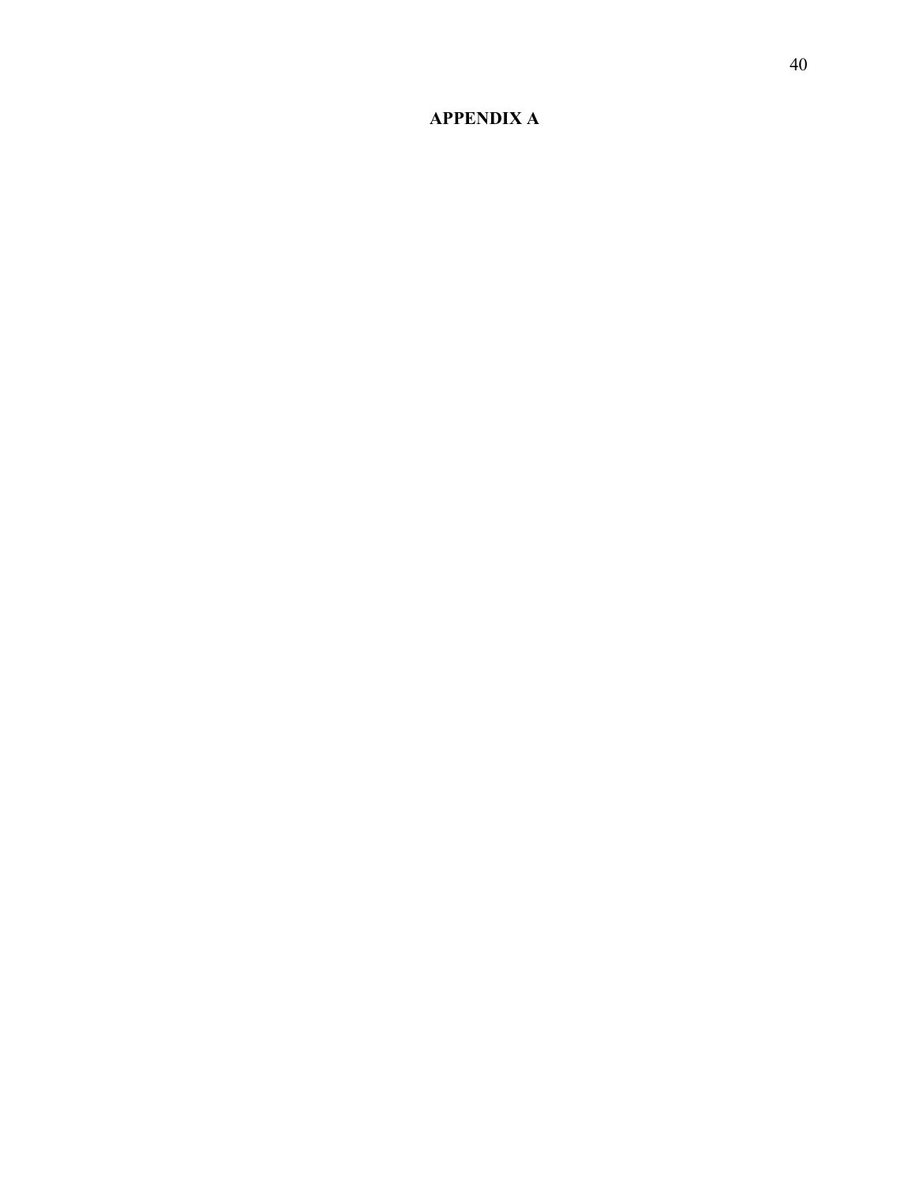# APPENDIX A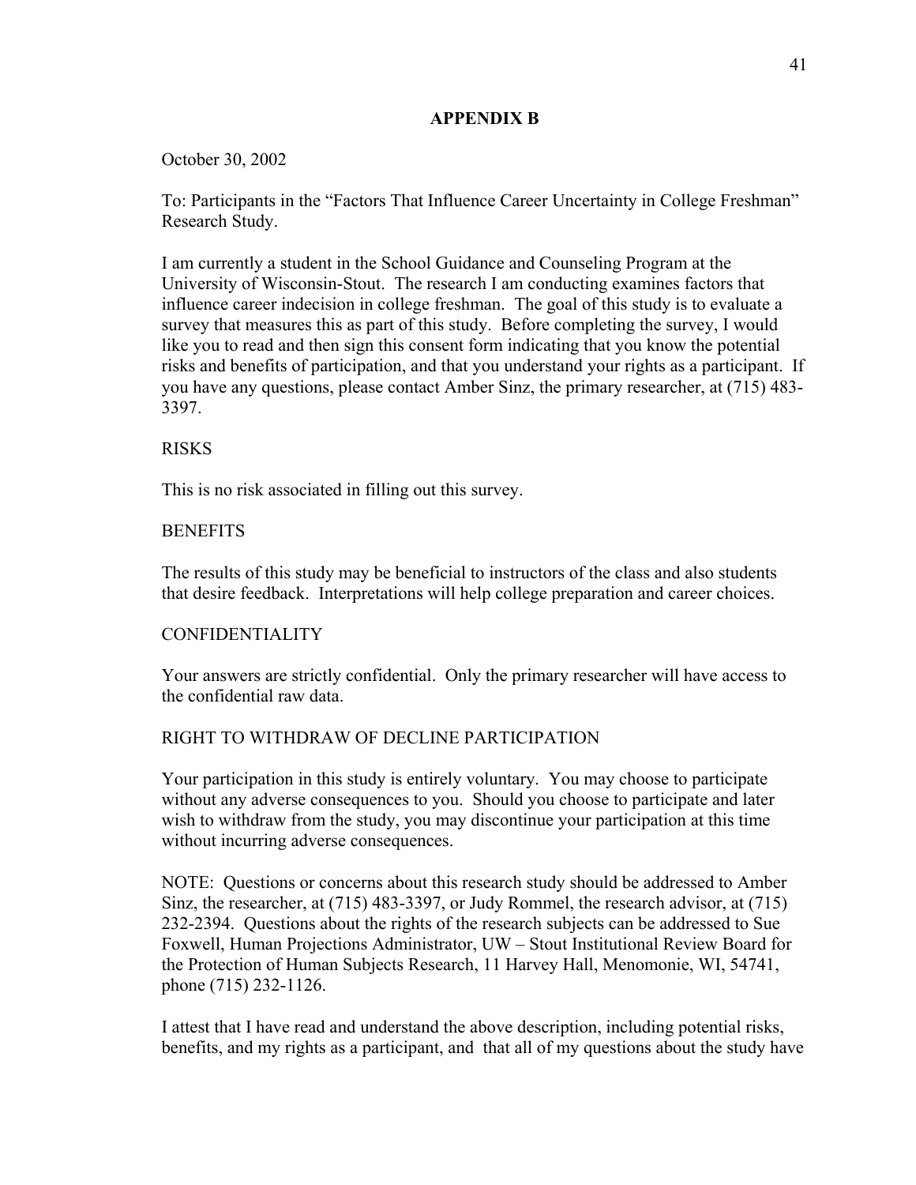## APPENDIX B

October 30, 2002

To: Participants in the "Factors That Influence Career Uncertainty in College Freshman" Research Study.

I am currently a student in the School Guidance and Counseling Program at the University of Wisconsin-Stout. The research I am conducting examines factors that influence career indecision in college freshman. The goal of this study is to evaluate a survey that measures this as part of this study. Before completing the survey, I would like you to read and then sign this consent form indicating that you know the potential risks and benefits of participation, and that you understand your rights as a participant. If you have any questions, please contact Amber Sinz, the primary researcher, at (715) 483-3397.

RISKS

This is no risk associated in filling out this survey.

BENEFITS

The results of this study may be beneficial to instructors of the class and also students that desire feedback. Interpretations will help college preparation and career choices.

CONFIDENTIALITY

Your answers are strictly confidential. Only the primary researcher will have access to the confidential raw data.

RIGHT TO WITHDRAW OF DECLINE PARTICIPATION

Your participation in this study is entirely voluntary. You may choose to participate without any adverse consequences to you. Should you choose to participate and later wish to withdraw from the study, you may discontinue your participation at this time without incurring adverse consequences.

NOTE: Questions or concerns about this research study should be addressed to Amber Sinz, the researcher, at (715) 483-3397, or Judy Rommel, the research advisor, at (715) 232-2394. Questions about the rights of the research subjects can be addressed to Sue Foxwell, Human Projections Administrator, UW – Stout Institutional Review Board for the Protection of Human Subjects Research, 11 Harvey Hall, Menomonie, WI, 54741, phone (715) 232-1126.

I attest that I have read and understand the above description, including potential risks, benefits, and my rights as a participant, and that all of my questions about the study have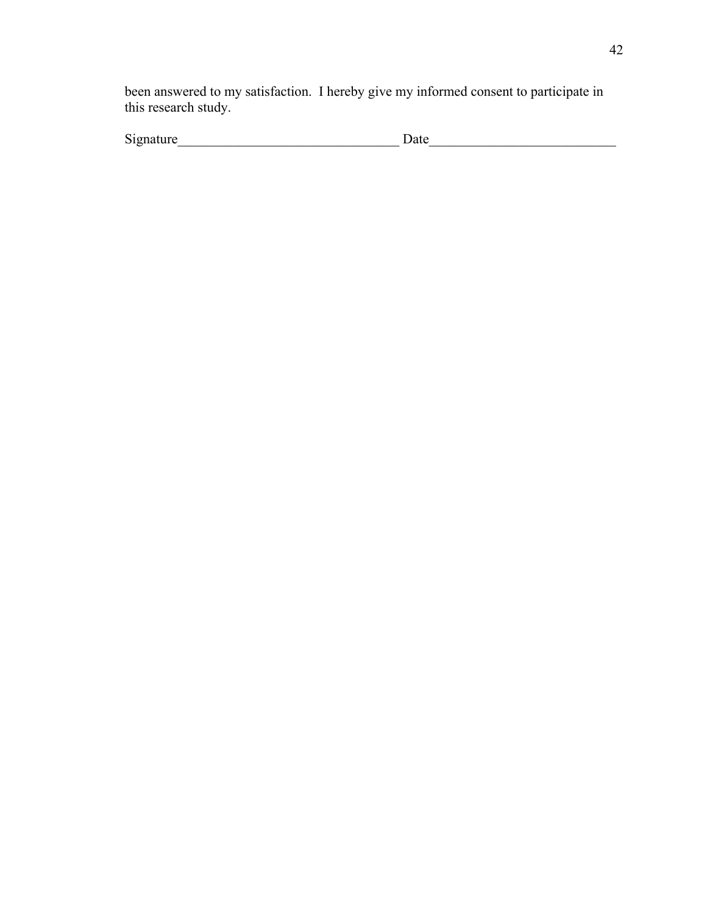been answered to my satisfaction.  I hereby give my informed consent to participate in this research study.

Signature________________________________ Date___________________________